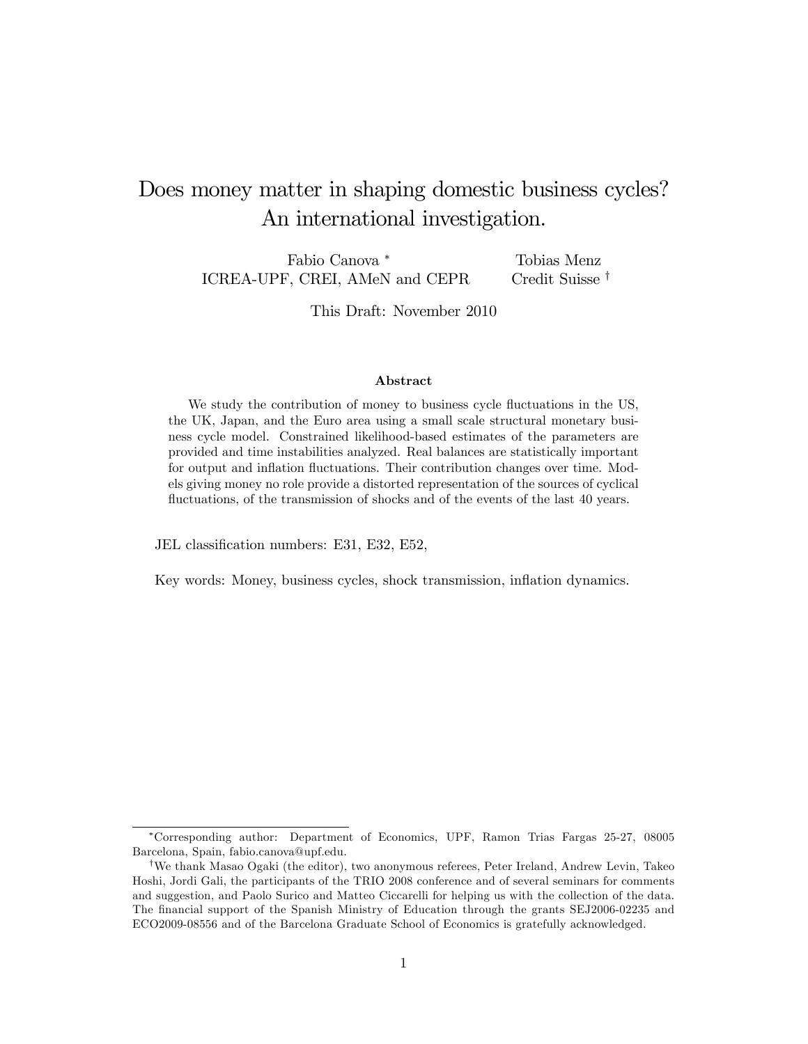# Does money matter in shaping domestic business cycles? An international investigation.

Fabio Canova [*]
ICREA-UPF, CREI, AMeN and CEPR

Tobias Menz
Credit Suisse [†]

This Draft: November 2010

### Abstract

We study the contribution of money to business cycle fluctuations in the US, the UK, Japan, and the Euro area using a small scale structural monetary business cycle model. Constrained likelihood-based estimates of the parameters are provided and time instabilities analyzed. Real balances are statistically important for output and inflation fluctuations. Their contribution changes over time. Models giving money no role provide a distorted representation of the sources of cyclical fluctuations, of the transmission of shocks and of the events of the last 40 years.

JEL classification numbers: E31, E32, E52,

Key words: Money, business cycles, shock transmission, inflation dynamics.

---

[*] Corresponding author: Department of Economics, UPF, Ramon Trias Fargas 25-27, 08005 Barcelona, Spain, fabio.canova@upf.edu.

[†] We thank Masao Ogaki (the editor), two anonymous referees, Peter Ireland, Andrew Levin, Takeo Hoshi, Jordi Gali, the participants of the TRIO 2008 conference and of several seminars for comments and suggestion, and Paolo Surico and Matteo Ciccarelli for helping us with the collection of the data. The financial support of the Spanish Ministry of Education through the grants SEJ2006-02235 and ECO2009-08556 and of the Barcelona Graduate School of Economics is gratefully acknowledged.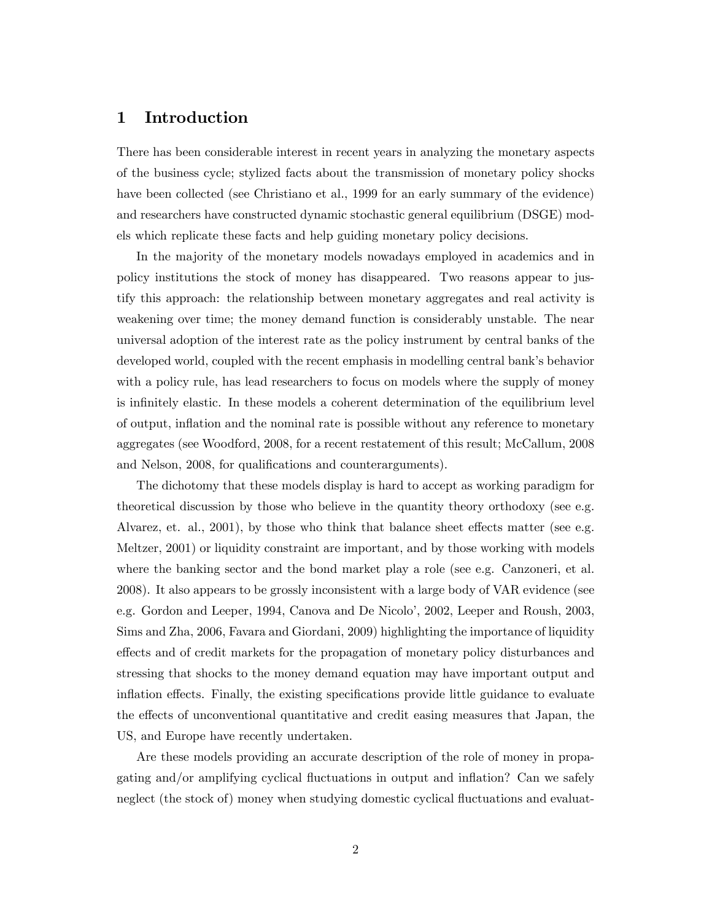# 1 Introduction

There has been considerable interest in recent years in analyzing the monetary aspects of the business cycle; stylized facts about the transmission of monetary policy shocks have been collected (see Christiano et al., 1999 for an early summary of the evidence) and researchers have constructed dynamic stochastic general equilibrium (DSGE) models which replicate these facts and help guiding monetary policy decisions.

In the majority of the monetary models nowadays employed in academics and in policy institutions the stock of money has disappeared. Two reasons appear to justify this approach: the relationship between monetary aggregates and real activity is weakening over time; the money demand function is considerably unstable. The near universal adoption of the interest rate as the policy instrument by central banks of the developed world, coupled with the recent emphasis in modelling central bank's behavior with a policy rule, has lead researchers to focus on models where the supply of money is infinitely elastic. In these models a coherent determination of the equilibrium level of output, inflation and the nominal rate is possible without any reference to monetary aggregates (see Woodford, 2008, for a recent restatement of this result; McCallum, 2008 and Nelson, 2008, for qualifications and counterarguments).

The dichotomy that these models display is hard to accept as working paradigm for theoretical discussion by those who believe in the quantity theory orthodoxy (see e.g. Alvarez, et. al., 2001), by those who think that balance sheet effects matter (see e.g. Meltzer, 2001) or liquidity constraint are important, and by those working with models where the banking sector and the bond market play a role (see e.g. Canzoneri, et al. 2008). It also appears to be grossly inconsistent with a large body of VAR evidence (see e.g. Gordon and Leeper, 1994, Canova and De Nicolo', 2002, Leeper and Roush, 2003, Sims and Zha, 2006, Favara and Giordani, 2009) highlighting the importance of liquidity effects and of credit markets for the propagation of monetary policy disturbances and stressing that shocks to the money demand equation may have important output and inflation effects. Finally, the existing specifications provide little guidance to evaluate the effects of unconventional quantitative and credit easing measures that Japan, the US, and Europe have recently undertaken.

Are these models providing an accurate description of the role of money in propagating and/or amplifying cyclical fluctuations in output and inflation? Can we safely neglect (the stock of) money when studying domestic cyclical fluctuations and evaluat-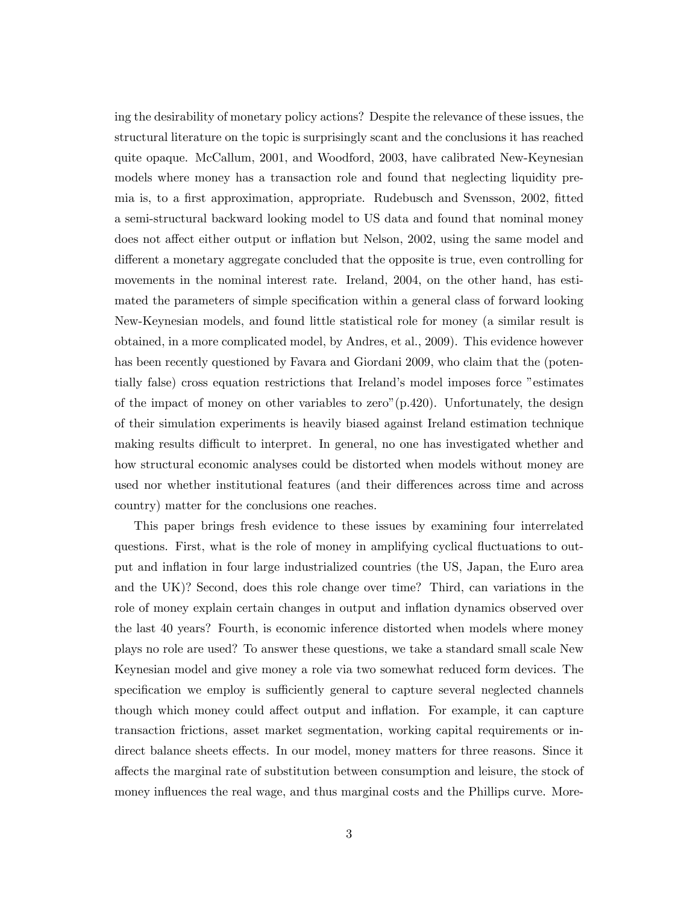ing the desirability of monetary policy actions? Despite the relevance of these issues, the structural literature on the topic is surprisingly scant and the conclusions it has reached quite opaque. McCallum, 2001, and Woodford, 2003, have calibrated New-Keynesian models where money has a transaction role and found that neglecting liquidity premia is, to a first approximation, appropriate. Rudebusch and Svensson, 2002, fitted a semi-structural backward looking model to US data and found that nominal money does not affect either output or inflation but Nelson, 2002, using the same model and different a monetary aggregate concluded that the opposite is true, even controlling for movements in the nominal interest rate. Ireland, 2004, on the other hand, has estimated the parameters of simple specification within a general class of forward looking New-Keynesian models, and found little statistical role for money (a similar result is obtained, in a more complicated model, by Andres, et al., 2009). This evidence however has been recently questioned by Favara and Giordani 2009, who claim that the (potentially false) cross equation restrictions that Ireland's model imposes force "estimates of the impact of money on other variables to zero"(p.420). Unfortunately, the design of their simulation experiments is heavily biased against Ireland estimation technique making results difficult to interpret. In general, no one has investigated whether and how structural economic analyses could be distorted when models without money are used nor whether institutional features (and their differences across time and across country) matter for the conclusions one reaches.

This paper brings fresh evidence to these issues by examining four interrelated questions. First, what is the role of money in amplifying cyclical fluctuations to output and inflation in four large industrialized countries (the US, Japan, the Euro area and the UK)? Second, does this role change over time? Third, can variations in the role of money explain certain changes in output and inflation dynamics observed over the last 40 years? Fourth, is economic inference distorted when models where money plays no role are used? To answer these questions, we take a standard small scale New Keynesian model and give money a role via two somewhat reduced form devices. The specification we employ is sufficiently general to capture several neglected channels though which money could affect output and inflation. For example, it can capture transaction frictions, asset market segmentation, working capital requirements or indirect balance sheets effects. In our model, money matters for three reasons. Since it affects the marginal rate of substitution between consumption and leisure, the stock of money influences the real wage, and thus marginal costs and the Phillips curve. More-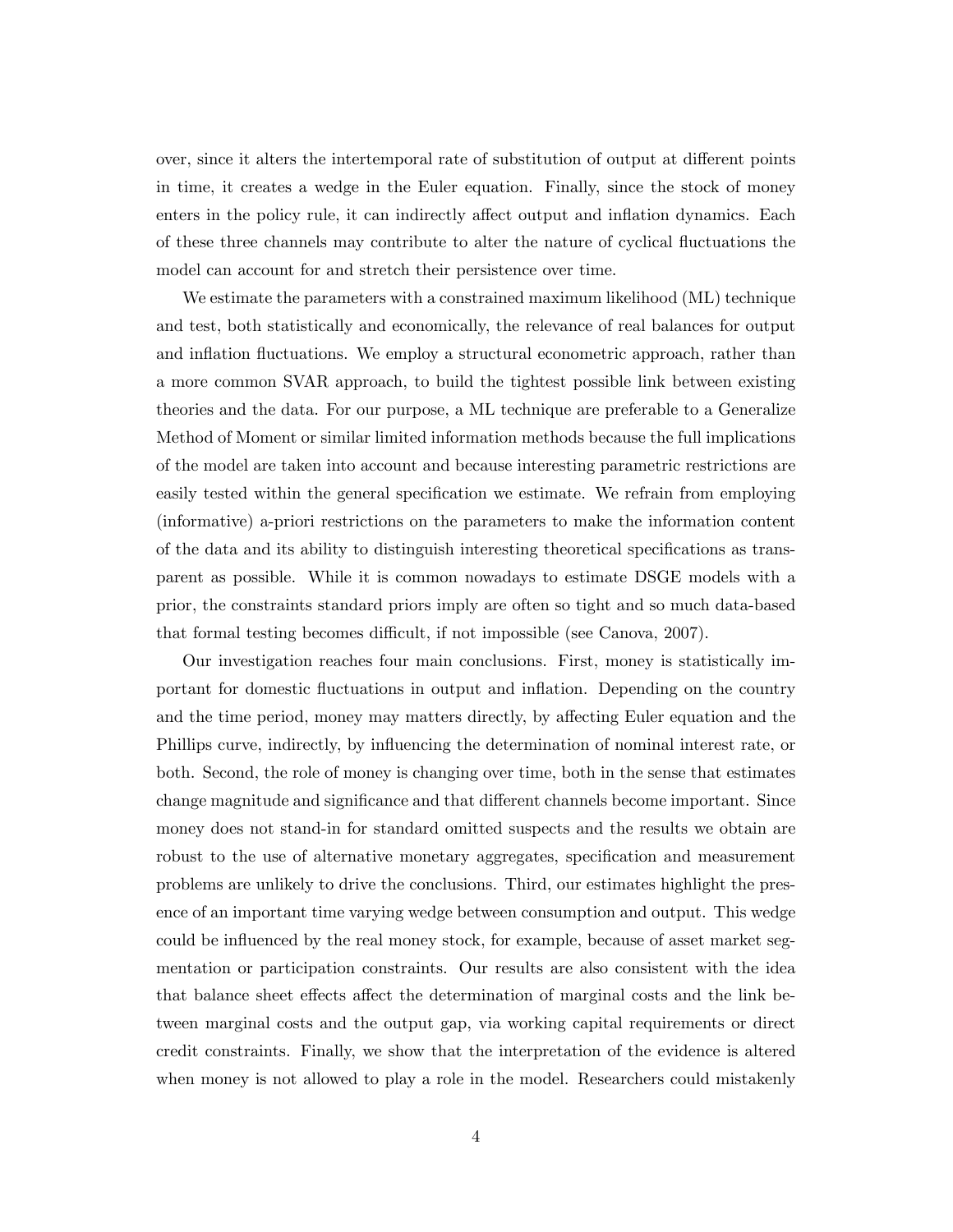over, since it alters the intertemporal rate of substitution of output at different points in time, it creates a wedge in the Euler equation. Finally, since the stock of money enters in the policy rule, it can indirectly affect output and inflation dynamics. Each of these three channels may contribute to alter the nature of cyclical fluctuations the model can account for and stretch their persistence over time.

We estimate the parameters with a constrained maximum likelihood (ML) technique and test, both statistically and economically, the relevance of real balances for output and inflation fluctuations. We employ a structural econometric approach, rather than a more common SVAR approach, to build the tightest possible link between existing theories and the data. For our purpose, a ML technique are preferable to a Generalize Method of Moment or similar limited information methods because the full implications of the model are taken into account and because interesting parametric restrictions are easily tested within the general specification we estimate. We refrain from employing (informative) a-priori restrictions on the parameters to make the information content of the data and its ability to distinguish interesting theoretical specifications as transparent as possible. While it is common nowadays to estimate DSGE models with a prior, the constraints standard priors imply are often so tight and so much data-based that formal testing becomes difficult, if not impossible (see Canova, 2007).

Our investigation reaches four main conclusions. First, money is statistically important for domestic fluctuations in output and inflation. Depending on the country and the time period, money may matters directly, by affecting Euler equation and the Phillips curve, indirectly, by influencing the determination of nominal interest rate, or both. Second, the role of money is changing over time, both in the sense that estimates change magnitude and significance and that different channels become important. Since money does not stand-in for standard omitted suspects and the results we obtain are robust to the use of alternative monetary aggregates, specification and measurement problems are unlikely to drive the conclusions. Third, our estimates highlight the presence of an important time varying wedge between consumption and output. This wedge could be influenced by the real money stock, for example, because of asset market segmentation or participation constraints. Our results are also consistent with the idea that balance sheet effects affect the determination of marginal costs and the link between marginal costs and the output gap, via working capital requirements or direct credit constraints. Finally, we show that the interpretation of the evidence is altered when money is not allowed to play a role in the model. Researchers could mistakenly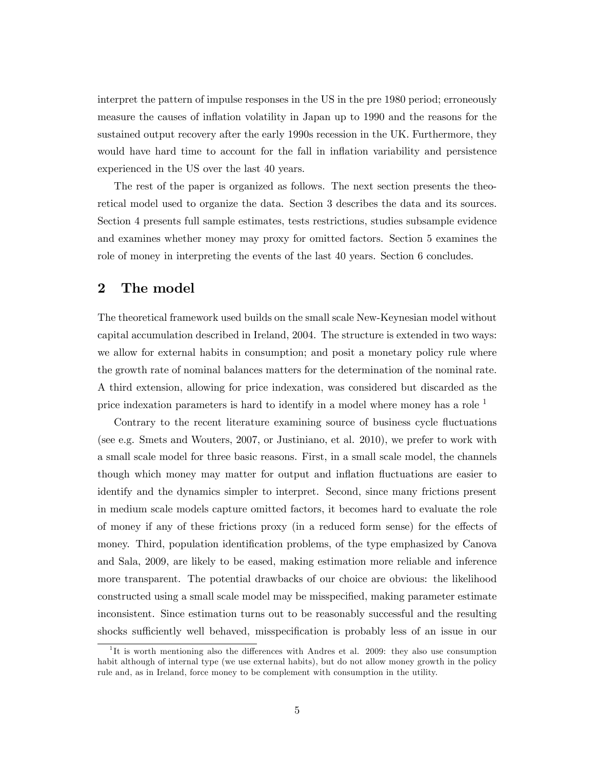interpret the pattern of impulse responses in the US in the pre 1980 period; erroneously measure the causes of inflation volatility in Japan up to 1990 and the reasons for the sustained output recovery after the early 1990s recession in the UK. Furthermore, they would have hard time to account for the fall in inflation variability and persistence experienced in the US over the last 40 years.

The rest of the paper is organized as follows. The next section presents the theoretical model used to organize the data. Section 3 describes the data and its sources. Section 4 presents full sample estimates, tests restrictions, studies subsample evidence and examines whether money may proxy for omitted factors. Section 5 examines the role of money in interpreting the events of the last 40 years. Section 6 concludes.

## 2 The model

The theoretical framework used builds on the small scale New-Keynesian model without capital accumulation described in Ireland, 2004. The structure is extended in two ways: we allow for external habits in consumption; and posit a monetary policy rule where the growth rate of nominal balances matters for the determination of the nominal rate. A third extension, allowing for price indexation, was considered but discarded as the price indexation parameters is hard to identify in a model where money has a role [1]

Contrary to the recent literature examining source of business cycle fluctuations (see e.g. Smets and Wouters, 2007, or Justiniano, et al. 2010), we prefer to work with a small scale model for three basic reasons. First, in a small scale model, the channels though which money may matter for output and inflation fluctuations are easier to identify and the dynamics simpler to interpret. Second, since many frictions present in medium scale models capture omitted factors, it becomes hard to evaluate the role of money if any of these frictions proxy (in a reduced form sense) for the effects of money. Third, population identification problems, of the type emphasized by Canova and Sala, 2009, are likely to be eased, making estimation more reliable and inference more transparent. The potential drawbacks of our choice are obvious: the likelihood constructed using a small scale model may be misspecified, making parameter estimate inconsistent. Since estimation turns out to be reasonably successful and the resulting shocks sufficiently well behaved, misspecification is probably less of an issue in our

[1] It is worth mentioning also the differences with Andres et al. 2009: they also use consumption habit although of internal type (we use external habits), but do not allow money growth in the policy rule and, as in Ireland, force money to be complement with consumption in the utility.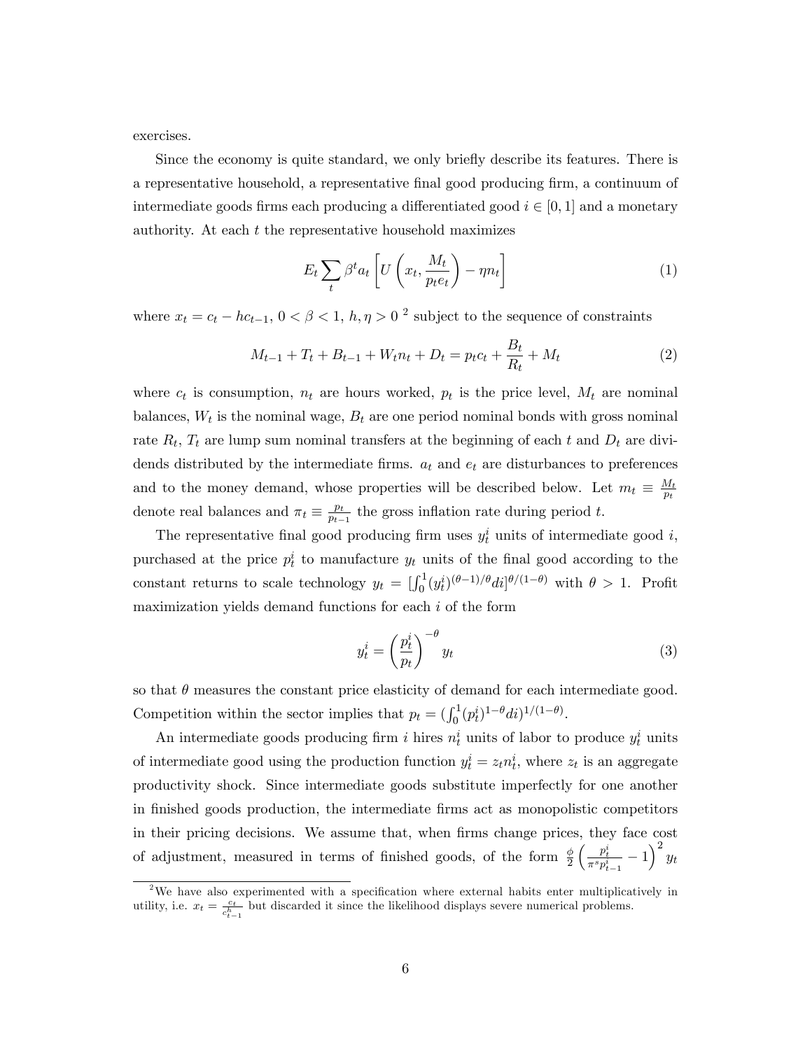exercises.

Since the economy is quite standard, we only briefly describe its features. There is a representative household, a representative final good producing firm, a continuum of intermediate goods firms each producing a differentiated good $i \in [0, 1]$ and a monetary authority. At each $t$ the representative household maximizes

$$E_t \sum_t \beta^t a_t \left[ U\left(x_t, \frac{M_t}{p_t e_t}\right) - \eta n_t \right] \tag{1}$$

where $x_t = c_t - hc_{t-1}$, $0 < \beta < 1$, $h, \eta > 0$ [2] subject to the sequence of constraints

$$M_{t-1} + T_t + B_{t-1} + W_t n_t + D_t = p_t c_t + \frac{B_t}{R_t} + M_t \tag{2}$$

where $c_t$ is consumption, $n_t$ are hours worked, $p_t$ is the price level, $M_t$ are nominal balances, $W_t$ is the nominal wage, $B_t$ are one period nominal bonds with gross nominal rate $R_t$, $T_t$ are lump sum nominal transfers at the beginning of each $t$ and $D_t$ are dividends distributed by the intermediate firms. $a_t$ and $e_t$ are disturbances to preferences and to the money demand, whose properties will be described below. Let $m_t \equiv \frac{M_t}{p_t}$ denote real balances and $\pi_t \equiv \frac{p_t}{p_{t-1}}$ the gross inflation rate during period $t$.

The representative final good producing firm uses $y_t^i$ units of intermediate good $i$, purchased at the price $p_t^i$ to manufacture $y_t$ units of the final good according to the constant returns to scale technology $y_t = [\int_0^1 (y_t^i)^{(\theta-1)/\theta} di]^{\theta/(1-\theta)}$ with $\theta > 1$. Profit maximization yields demand functions for each $i$ of the form

$$y_t^i = \left(\frac{p_t^i}{p_t}\right)^{-\theta} y_t \tag{3}$$

so that $\theta$ measures the constant price elasticity of demand for each intermediate good. Competition within the sector implies that $p_t = (\int_0^1 (p_t^i)^{1-\theta} di)^{1/(1-\theta)}$.

An intermediate goods producing firm $i$ hires $n_t^i$ units of labor to produce $y_t^i$ units of intermediate good using the production function $y_t^i = z_t n_t^i$, where $z_t$ is an aggregate productivity shock. Since intermediate goods substitute imperfectly for one another in finished goods production, the intermediate firms act as monopolistic competitors in their pricing decisions. We assume that, when firms change prices, they face cost of adjustment, measured in terms of finished goods, of the form $\frac{\phi}{2}\left(\frac{p_t^i}{\pi^s p_{t-1}^i} - 1\right)^2 y_t$

[2] We have also experimented with a specification where external habits enter multiplicatively in utility, i.e. $x_t = \frac{c_t}{c_{t-1}^h}$ but discarded it since the likelihood displays severe numerical problems.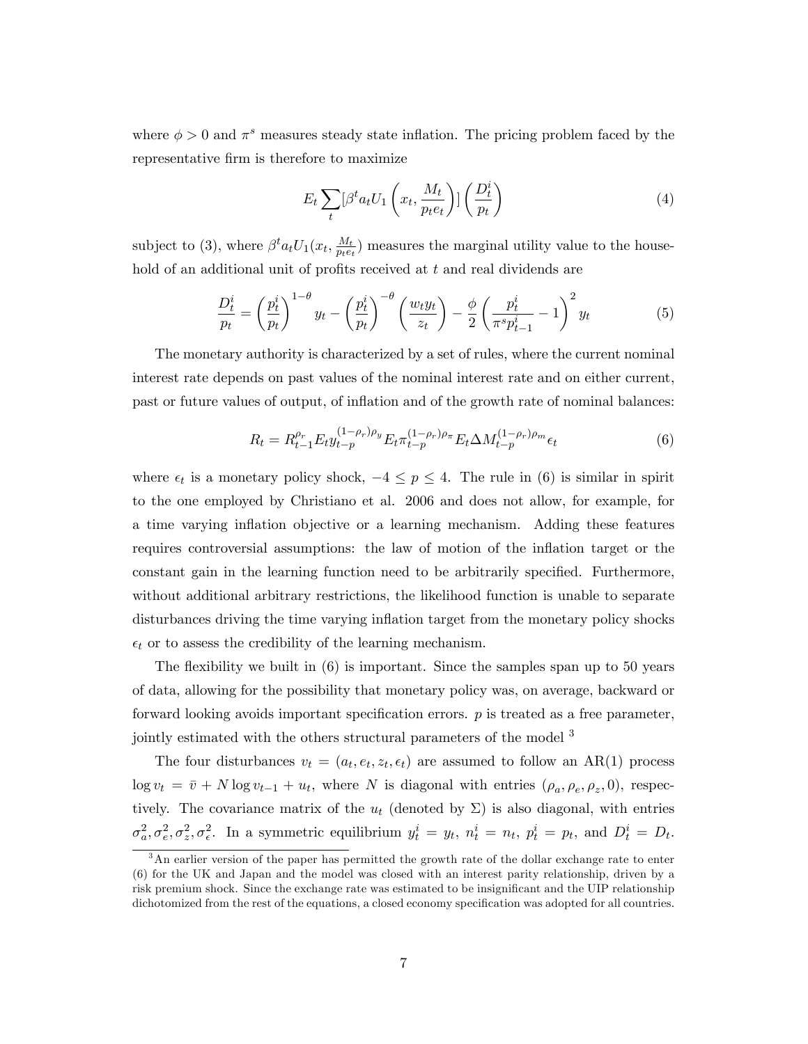where $\phi > 0$ and $\pi^s$ measures steady state inflation. The pricing problem faced by the representative firm is therefore to maximize

$$E_t \sum_t [\beta^t a_t U_1 \left( x_t, \frac{M_t}{p_t e_t} \right)] \left( \frac{D_t^i}{p_t} \right) \tag{4}$$

subject to (3), where $\beta^t a_t U_1(x_t, \frac{M_t}{p_t e_t})$ measures the marginal utility value to the household of an additional unit of profits received at $t$ and real dividends are

$$\frac{D_t^i}{p_t} = \left( \frac{p_t^i}{p_t} \right)^{1-\theta} y_t - \left( \frac{p_t^i}{p_t} \right)^{-\theta} \left( \frac{w_t y_t}{z_t} \right) - \frac{\phi}{2} \left( \frac{p_t^i}{\pi^s p_{t-1}^i} - 1 \right)^2 y_t \tag{5}$$

The monetary authority is characterized by a set of rules, where the current nominal interest rate depends on past values of the nominal interest rate and on either current, past or future values of output, of inflation and of the growth rate of nominal balances:

$$R_t = R_{t-1}^{\rho_r} E_t y_{t-p}^{(1-\rho_r)\rho_y} E_t \pi_{t-p}^{(1-\rho_r)\rho_\pi} E_t \Delta M_{t-p}^{(1-\rho_r)\rho_m} \epsilon_t \tag{6}$$

where $\epsilon_t$ is a monetary policy shock, $-4 \leq p \leq 4$. The rule in (6) is similar in spirit to the one employed by Christiano et al. 2006 and does not allow, for example, for a time varying inflation objective or a learning mechanism. Adding these features requires controversial assumptions: the law of motion of the inflation target or the constant gain in the learning function need to be arbitrarily specified. Furthermore, without additional arbitrary restrictions, the likelihood function is unable to separate disturbances driving the time varying inflation target from the monetary policy shocks $\epsilon_t$ or to assess the credibility of the learning mechanism.

The flexibility we built in (6) is important. Since the samples span up to 50 years of data, allowing for the possibility that monetary policy was, on average, backward or forward looking avoids important specification errors. $p$ is treated as a free parameter, jointly estimated with the others structural parameters of the model [3]

The four disturbances $v_t = (a_t, e_t, z_t, \epsilon_t)$ are assumed to follow an AR(1) process $\log v_t = \bar{v} + N \log v_{t-1} + u_t$, where $N$ is diagonal with entries $(\rho_a, \rho_e, \rho_z, 0)$, respectively. The covariance matrix of the $u_t$ (denoted by $\Sigma$) is also diagonal, with entries $\sigma_a^2, \sigma_e^2, \sigma_z^2, \sigma_\epsilon^2$. In a symmetric equilibrium $y_t^i = y_t$, $n_t^i = n_t$, $p_t^i = p_t$, and $D_t^i = D_t$.

[3] An earlier version of the paper has permitted the growth rate of the dollar exchange rate to enter (6) for the UK and Japan and the model was closed with an interest parity relationship, driven by a risk premium shock. Since the exchange rate was estimated to be insignificant and the UIP relationship dichotomized from the rest of the equations, a closed economy specification was adopted for all countries.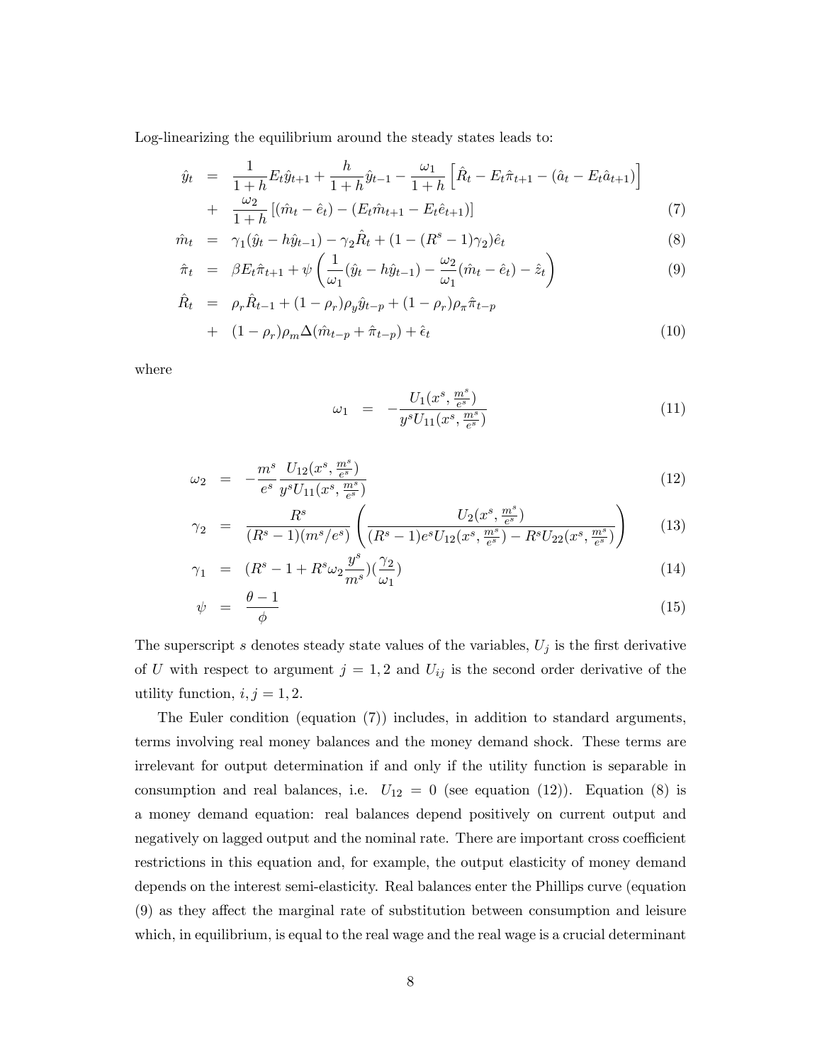Log-linearizing the equilibrium around the steady states leads to:

$$
\begin{aligned}
\hat{y}_t &= \frac{1}{1+h}E_t\hat{y}_{t+1} + \frac{h}{1+h}\hat{y}_{t-1} - \frac{\omega_1}{1+h}\left[\hat{R}_t - E_t\hat{\pi}_{t+1} - (\hat{a}_t - E_t\hat{a}_{t+1})\right] \\
&+ \frac{\omega_2}{1+h}\left[(\hat{m}_t - \hat{e}_t) - (E_t\hat{m}_{t+1} - E_t\hat{e}_{t+1})\right] \qquad (7)
\end{aligned}
$$

$$
\hat{m}_t = \gamma_1(\hat{y}_t - h\hat{y}_{t-1}) - \gamma_2\hat{R}_t + (1 - (R^s - 1)\gamma_2)\hat{e}_t \qquad (8)
$$

$$
\hat{\pi}_t = \beta E_t\hat{\pi}_{t+1} + \psi\left(\frac{1}{\omega_1}(\hat{y}_t - h\hat{y}_{t-1}) - \frac{\omega_2}{\omega_1}(\hat{m}_t - \hat{e}_t) - \hat{z}_t\right) \qquad (9)
$$

$$
\begin{aligned}
\hat{R}_t &= \rho_r\hat{R}_{t-1} + (1-\rho_r)\rho_y\hat{y}_{t-p} + (1-\rho_r)\rho_\pi\hat{\pi}_{t-p} \\
&+ (1-\rho_r)\rho_m\Delta(\hat{m}_{t-p} + \hat{\pi}_{t-p}) + \hat{\epsilon}_t \qquad (10)
\end{aligned}
$$

where

$$
\omega_1 = -\frac{U_1(x^s, \frac{m^s}{e^s})}{y^s U_{11}(x^s, \frac{m^s}{e^s})} \qquad (11)
$$

$$
\omega_2 = -\frac{m^s}{e^s}\frac{U_{12}(x^s, \frac{m^s}{e^s})}{y^s U_{11}(x^s, \frac{m^s}{e^s})} \qquad (12)
$$

$$
\gamma_2 = \frac{R^s}{(R^s - 1)(m^s/e^s)}\left(\frac{U_2(x^s, \frac{m^s}{e^s})}{(R^s - 1)e^s U_{12}(x^s, \frac{m^s}{e^s}) - R^s U_{22}(x^s, \frac{m^s}{e^s})}\right) \qquad (13)
$$

$$
\gamma_1 = (R^s - 1 + R^s\omega_2\frac{y^s}{m^s})(\frac{\gamma_2}{\omega_1}) \qquad (14)
$$

$$
\psi = \frac{\theta - 1}{\phi} \qquad (15)
$$

The superscript $s$ denotes steady state values of the variables, $U_j$ is the first derivative of $U$ with respect to argument $j = 1, 2$ and $U_{ij}$ is the second order derivative of the utility function, $i, j = 1, 2$.

The Euler condition (equation (7)) includes, in addition to standard arguments, terms involving real money balances and the money demand shock. These terms are irrelevant for output determination if and only if the utility function is separable in consumption and real balances, i.e. $U_{12} = 0$ (see equation (12)). Equation (8) is a money demand equation: real balances depend positively on current output and negatively on lagged output and the nominal rate. There are important cross coefficient restrictions in this equation and, for example, the output elasticity of money demand depends on the interest semi-elasticity. Real balances enter the Phillips curve (equation (9) as they affect the marginal rate of substitution between consumption and leisure which, in equilibrium, is equal to the real wage and the real wage is a crucial determinant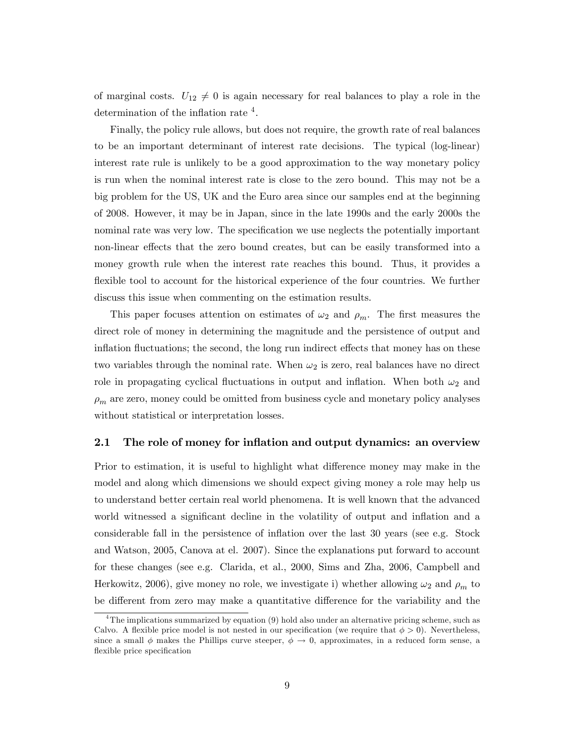of marginal costs. $U_{12} \neq 0$ is again necessary for real balances to play a role in the determination of the inflation rate [4].

Finally, the policy rule allows, but does not require, the growth rate of real balances to be an important determinant of interest rate decisions. The typical (log-linear) interest rate rule is unlikely to be a good approximation to the way monetary policy is run when the nominal interest rate is close to the zero bound. This may not be a big problem for the US, UK and the Euro area since our samples end at the beginning of 2008. However, it may be in Japan, since in the late 1990s and the early 2000s the nominal rate was very low. The specification we use neglects the potentially important non-linear effects that the zero bound creates, but can be easily transformed into a money growth rule when the interest rate reaches this bound. Thus, it provides a flexible tool to account for the historical experience of the four countries. We further discuss this issue when commenting on the estimation results.

This paper focuses attention on estimates of $\omega_2$ and $\rho_m$. The first measures the direct role of money in determining the magnitude and the persistence of output and inflation fluctuations; the second, the long run indirect effects that money has on these two variables through the nominal rate. When $\omega_2$ is zero, real balances have no direct role in propagating cyclical fluctuations in output and inflation. When both $\omega_2$ and $\rho_m$ are zero, money could be omitted from business cycle and monetary policy analyses without statistical or interpretation losses.

### 2.1 The role of money for inflation and output dynamics: an overview

Prior to estimation, it is useful to highlight what difference money may make in the model and along which dimensions we should expect giving money a role may help us to understand better certain real world phenomena. It is well known that the advanced world witnessed a significant decline in the volatility of output and inflation and a considerable fall in the persistence of inflation over the last 30 years (see e.g. Stock and Watson, 2005, Canova at el. 2007). Since the explanations put forward to account for these changes (see e.g. Clarida, et al., 2000, Sims and Zha, 2006, Campbell and Herkowitz, 2006), give money no role, we investigate i) whether allowing $\omega_2$ and $\rho_m$ to be different from zero may make a quantitative difference for the variability and the

[4] The implications summarized by equation (9) hold also under an alternative pricing scheme, such as Calvo. A flexible price model is not nested in our specification (we require that $\phi > 0$). Nevertheless, since a small $\phi$ makes the Phillips curve steeper, $\phi \to 0$, approximates, in a reduced form sense, a flexible price specification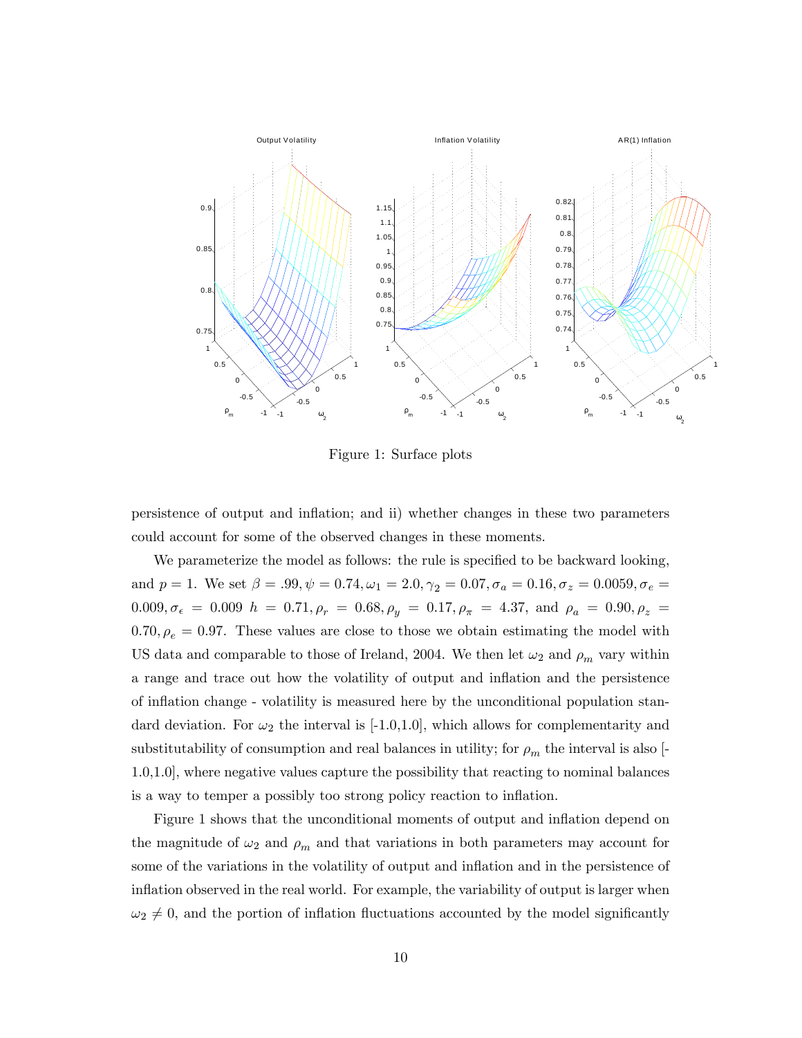Figure 1: Surface plots

persistence of output and inflation; and ii) whether changes in these two parameters could account for some of the observed changes in these moments.

We parameterize the model as follows: the rule is specified to be backward looking, and $p = 1$. We set $\beta = .99, \psi = 0.74, \omega_1 = 2.0, \gamma_2 = 0.07, \sigma_a = 0.16, \sigma_z = 0.0059, \sigma_e = 0.009, \sigma_\epsilon = 0.009$ $h = 0.71, \rho_r = 0.68, \rho_y = 0.17, \rho_\pi = 4.37$, and $\rho_a = 0.90, \rho_z = 0.70, \rho_e = 0.97$. These values are close to those we obtain estimating the model with US data and comparable to those of Ireland, 2004. We then let $\omega_2$ and $\rho_m$ vary within a range and trace out how the volatility of output and inflation and the persistence of inflation change - volatility is measured here by the unconditional population standard deviation. For $\omega_2$ the interval is [-1.0,1.0], which allows for complementarity and substitutability of consumption and real balances in utility; for $\rho_m$ the interval is also [-1.0,1.0], where negative values capture the possibility that reacting to nominal balances is a way to temper a possibly too strong policy reaction to inflation.

Figure 1 shows that the unconditional moments of output and inflation depend on the magnitude of $\omega_2$ and $\rho_m$ and that variations in both parameters may account for some of the variations in the volatility of output and inflation and in the persistence of inflation observed in the real world. For example, the variability of output is larger when $\omega_2 \neq 0$, and the portion of inflation fluctuations accounted by the model significantly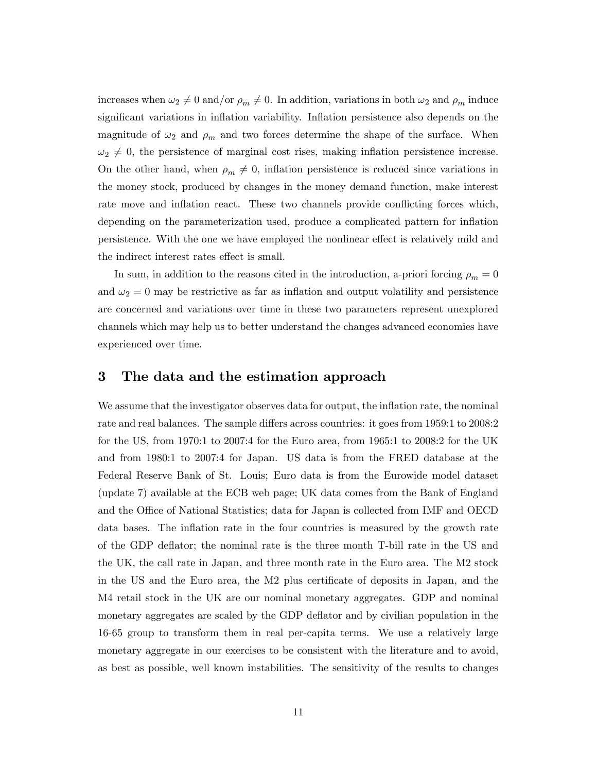increases when $\omega_2 \neq 0$ and/or $\rho_m \neq 0$. In addition, variations in both $\omega_2$ and $\rho_m$ induce significant variations in inflation variability. Inflation persistence also depends on the magnitude of $\omega_2$ and $\rho_m$ and two forces determine the shape of the surface. When $\omega_2 \neq 0$, the persistence of marginal cost rises, making inflation persistence increase. On the other hand, when $\rho_m \neq 0$, inflation persistence is reduced since variations in the money stock, produced by changes in the money demand function, make interest rate move and inflation react. These two channels provide conflicting forces which, depending on the parameterization used, produce a complicated pattern for inflation persistence. With the one we have employed the nonlinear effect is relatively mild and the indirect interest rates effect is small.

In sum, in addition to the reasons cited in the introduction, a-priori forcing $\rho_m = 0$ and $\omega_2 = 0$ may be restrictive as far as inflation and output volatility and persistence are concerned and variations over time in these two parameters represent unexplored channels which may help us to better understand the changes advanced economies have experienced over time.

# 3 The data and the estimation approach

We assume that the investigator observes data for output, the inflation rate, the nominal rate and real balances. The sample differs across countries: it goes from 1959:1 to 2008:2 for the US, from 1970:1 to 2007:4 for the Euro area, from 1965:1 to 2008:2 for the UK and from 1980:1 to 2007:4 for Japan. US data is from the FRED database at the Federal Reserve Bank of St. Louis; Euro data is from the Eurowide model dataset (update 7) available at the ECB web page; UK data comes from the Bank of England and the Office of National Statistics; data for Japan is collected from IMF and OECD data bases. The inflation rate in the four countries is measured by the growth rate of the GDP deflator; the nominal rate is the three month T-bill rate in the US and the UK, the call rate in Japan, and three month rate in the Euro area. The M2 stock in the US and the Euro area, the M2 plus certificate of deposits in Japan, and the M4 retail stock in the UK are our nominal monetary aggregates. GDP and nominal monetary aggregates are scaled by the GDP deflator and by civilian population in the 16-65 group to transform them in real per-capita terms. We use a relatively large monetary aggregate in our exercises to be consistent with the literature and to avoid, as best as possible, well known instabilities. The sensitivity of the results to changes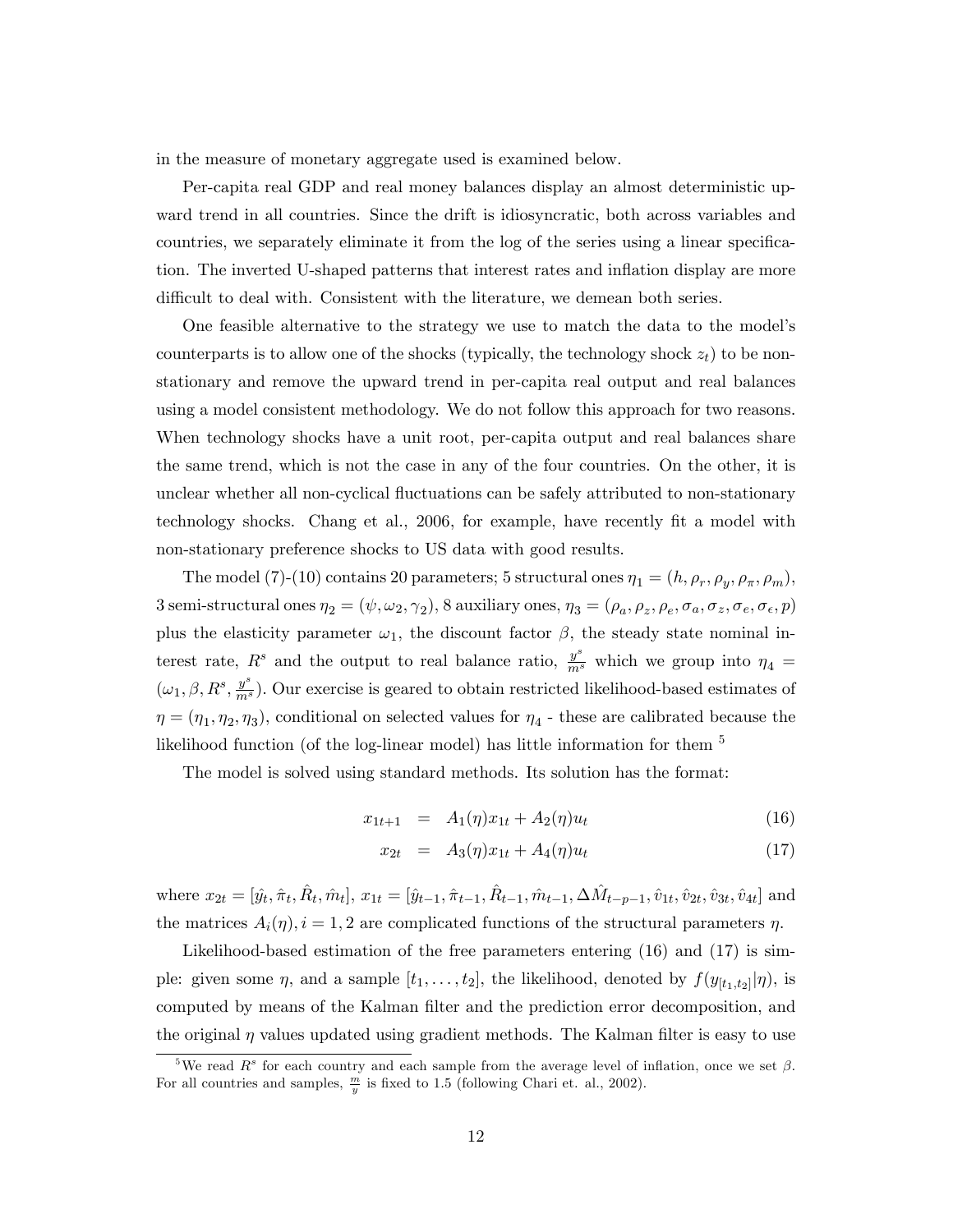in the measure of monetary aggregate used is examined below.

Per-capita real GDP and real money balances display an almost deterministic upward trend in all countries. Since the drift is idiosyncratic, both across variables and countries, we separately eliminate it from the log of the series using a linear specification. The inverted U-shaped patterns that interest rates and inflation display are more difficult to deal with. Consistent with the literature, we demean both series.

One feasible alternative to the strategy we use to match the data to the model's counterparts is to allow one of the shocks (typically, the technology shock $z_t$) to be non-stationary and remove the upward trend in per-capita real output and real balances using a model consistent methodology. We do not follow this approach for two reasons. When technology shocks have a unit root, per-capita output and real balances share the same trend, which is not the case in any of the four countries. On the other, it is unclear whether all non-cyclical fluctuations can be safely attributed to non-stationary technology shocks. Chang et al., 2006, for example, have recently fit a model with non-stationary preference shocks to US data with good results.

The model (7)-(10) contains 20 parameters; 5 structural ones $\eta_1 = (h, \rho_r, \rho_y, \rho_\pi, \rho_m)$, 3 semi-structural ones $\eta_2 = (\psi, \omega_2, \gamma_2)$, 8 auxiliary ones, $\eta_3 = (\rho_a, \rho_z, \rho_e, \sigma_a, \sigma_z, \sigma_e, \sigma_\epsilon, p)$ plus the elasticity parameter $\omega_1$, the discount factor $\beta$, the steady state nominal interest rate, $R^s$ and the output to real balance ratio, $\frac{y^s}{m^s}$ which we group into $\eta_4 = (\omega_1, \beta, R^s, \frac{y^s}{m^s})$. Our exercise is geared to obtain restricted likelihood-based estimates of $\eta = (\eta_1, \eta_2, \eta_3)$, conditional on selected values for $\eta_4$ - these are calibrated because the likelihood function (of the log-linear model) has little information for them [5]

The model is solved using standard methods. Its solution has the format:

$$x_{1t+1} = A_1(\eta)x_{1t} + A_2(\eta)u_t \tag{16}$$

$$x_{2t} = A_3(\eta)x_{1t} + A_4(\eta)u_t \tag{17}$$

where $x_{2t} = [\hat{y}_t, \hat{\pi}_t, \hat{R}_t, \hat{m}_t]$, $x_{1t} = [\hat{y}_{t-1}, \hat{\pi}_{t-1}, \hat{R}_{t-1}, \hat{m}_{t-1}, \Delta\hat{M}_{t-p-1}, \hat{v}_{1t}, \hat{v}_{2t}, \hat{v}_{3t}, \hat{v}_{4t}]$ and the matrices $A_i(\eta), i = 1, 2$ are complicated functions of the structural parameters $\eta$.

Likelihood-based estimation of the free parameters entering (16) and (17) is simple: given some $\eta$, and a sample $[t_1, \ldots, t_2]$, the likelihood, denoted by $f(y_{[t_1,t_2]}|\eta)$, is computed by means of the Kalman filter and the prediction error decomposition, and the original $\eta$ values updated using gradient methods. The Kalman filter is easy to use

[5] We read $R^s$ for each country and each sample from the average level of inflation, once we set $\beta$. For all countries and samples, $\frac{m}{y}$ is fixed to 1.5 (following Chari et. al., 2002).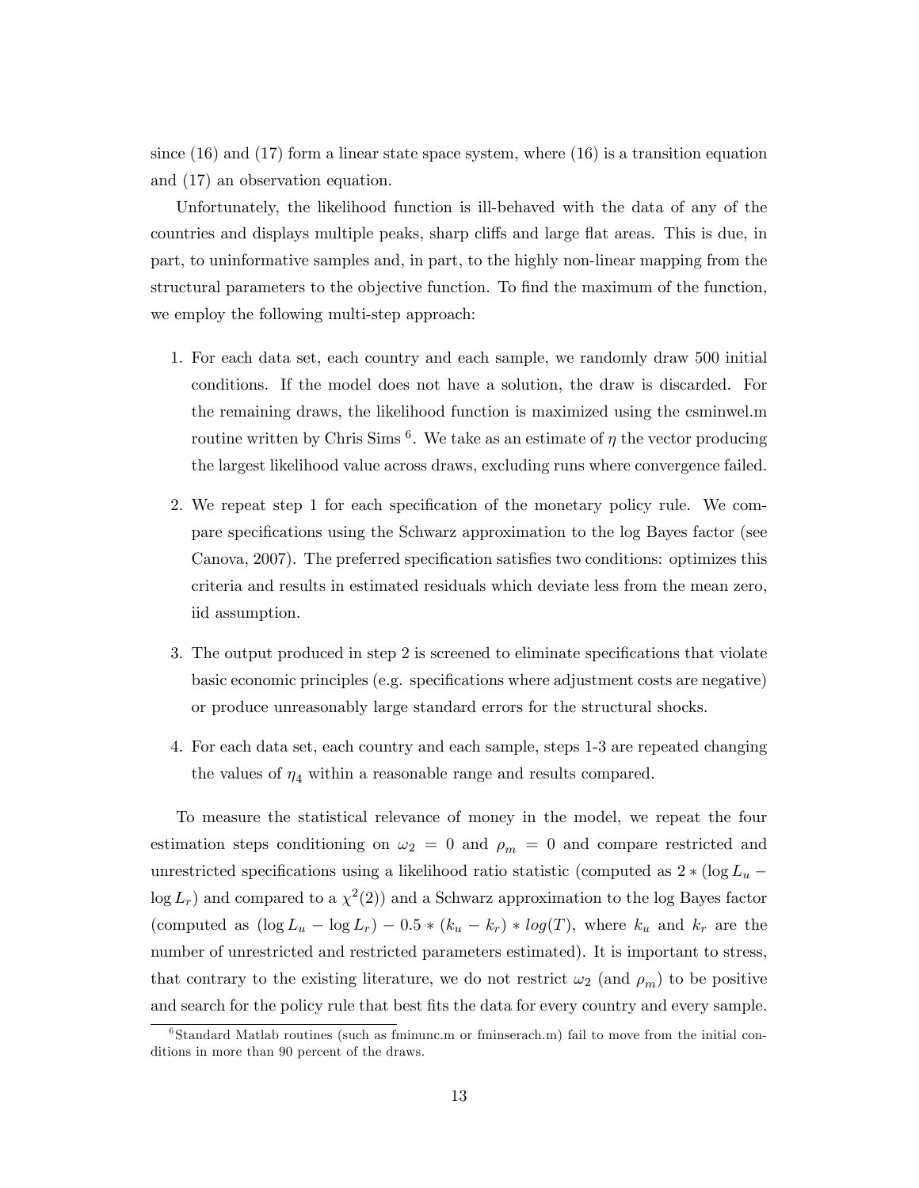since (16) and (17) form a linear state space system, where (16) is a transition equation and (17) an observation equation.

Unfortunately, the likelihood function is ill-behaved with the data of any of the countries and displays multiple peaks, sharp cliffs and large flat areas. This is due, in part, to uninformative samples and, in part, to the highly non-linear mapping from the structural parameters to the objective function. To find the maximum of the function, we employ the following multi-step approach:

1. For each data set, each country and each sample, we randomly draw 500 initial conditions. If the model does not have a solution, the draw is discarded. For the remaining draws, the likelihood function is maximized using the csminwel.m routine written by Chris Sims [6]. We take as an estimate of $\eta$ the vector producing the largest likelihood value across draws, excluding runs where convergence failed.
2. We repeat step 1 for each specification of the monetary policy rule. We compare specifications using the Schwarz approximation to the log Bayes factor (see Canova, 2007). The preferred specification satisfies two conditions: optimizes this criteria and results in estimated residuals which deviate less from the mean zero, iid assumption.
3. The output produced in step 2 is screened to eliminate specifications that violate basic economic principles (e.g. specifications where adjustment costs are negative) or produce unreasonably large standard errors for the structural shocks.
4. For each data set, each country and each sample, steps 1-3 are repeated changing the values of $\eta_4$ within a reasonable range and results compared.

To measure the statistical relevance of money in the model, we repeat the four estimation steps conditioning on $\omega_2 = 0$ and $\rho_m = 0$ and compare restricted and unrestricted specifications using a likelihood ratio statistic (computed as $2 * (\log L_u - \log L_r)$ and compared to a $\chi^2(2)$) and a Schwarz approximation to the log Bayes factor (computed as $(\log L_u - \log L_r) - 0.5 * (k_u - k_r) * log(T)$, where $k_u$ and $k_r$ are the number of unrestricted and restricted parameters estimated). It is important to stress, that contrary to the existing literature, we do not restrict $\omega_2$ (and $\rho_m$) to be positive and search for the policy rule that best fits the data for every country and every sample.

[6] Standard Matlab routines (such as fminunc.m or fminserach.m) fail to move from the initial conditions in more than 90 percent of the draws.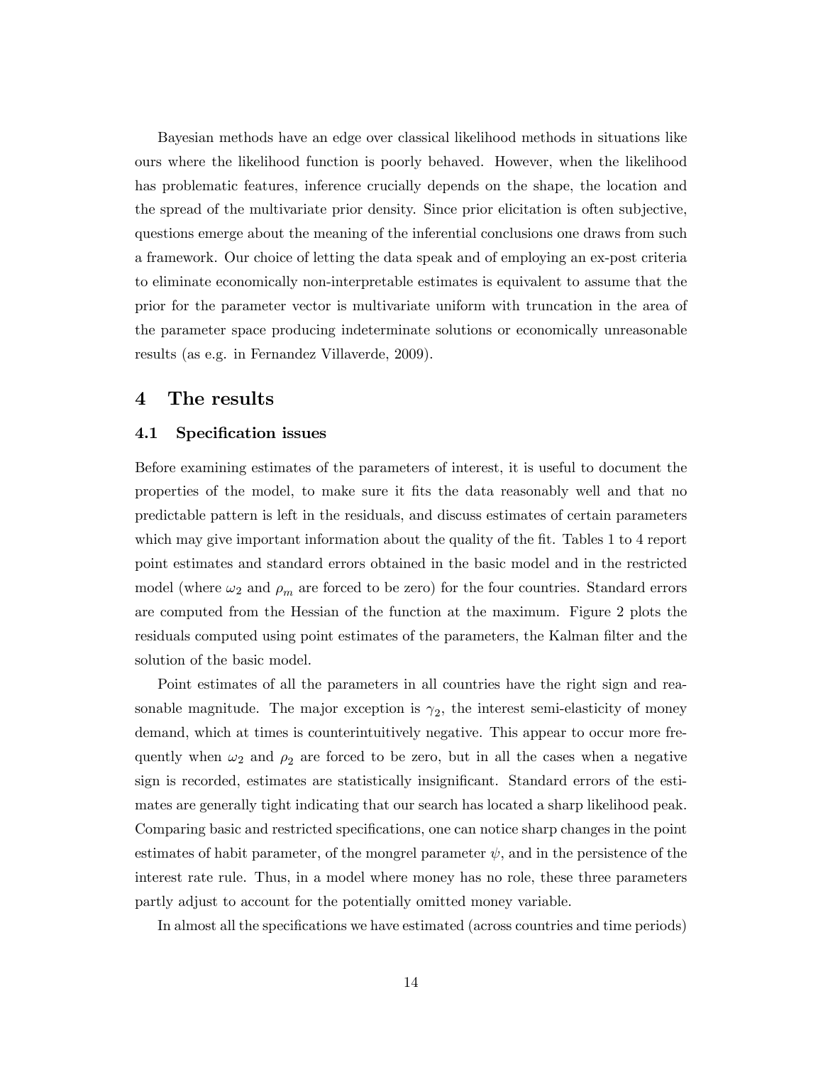Bayesian methods have an edge over classical likelihood methods in situations like ours where the likelihood function is poorly behaved. However, when the likelihood has problematic features, inference crucially depends on the shape, the location and the spread of the multivariate prior density. Since prior elicitation is often subjective, questions emerge about the meaning of the inferential conclusions one draws from such a framework. Our choice of letting the data speak and of employing an ex-post criteria to eliminate economically non-interpretable estimates is equivalent to assume that the prior for the parameter vector is multivariate uniform with truncation in the area of the parameter space producing indeterminate solutions or economically unreasonable results (as e.g. in Fernandez Villaverde, 2009).

# 4 The results

## 4.1 Specification issues

Before examining estimates of the parameters of interest, it is useful to document the properties of the model, to make sure it fits the data reasonably well and that no predictable pattern is left in the residuals, and discuss estimates of certain parameters which may give important information about the quality of the fit. Tables 1 to 4 report point estimates and standard errors obtained in the basic model and in the restricted model (where $\omega_2$ and $\rho_m$ are forced to be zero) for the four countries. Standard errors are computed from the Hessian of the function at the maximum. Figure 2 plots the residuals computed using point estimates of the parameters, the Kalman filter and the solution of the basic model.

Point estimates of all the parameters in all countries have the right sign and reasonable magnitude. The major exception is $\gamma_2$, the interest semi-elasticity of money demand, which at times is counterintuitively negative. This appear to occur more frequently when $\omega_2$ and $\rho_2$ are forced to be zero, but in all the cases when a negative sign is recorded, estimates are statistically insignificant. Standard errors of the estimates are generally tight indicating that our search has located a sharp likelihood peak. Comparing basic and restricted specifications, one can notice sharp changes in the point estimates of habit parameter, of the mongrel parameter $\psi$, and in the persistence of the interest rate rule. Thus, in a model where money has no role, these three parameters partly adjust to account for the potentially omitted money variable.

In almost all the specifications we have estimated (across countries and time periods)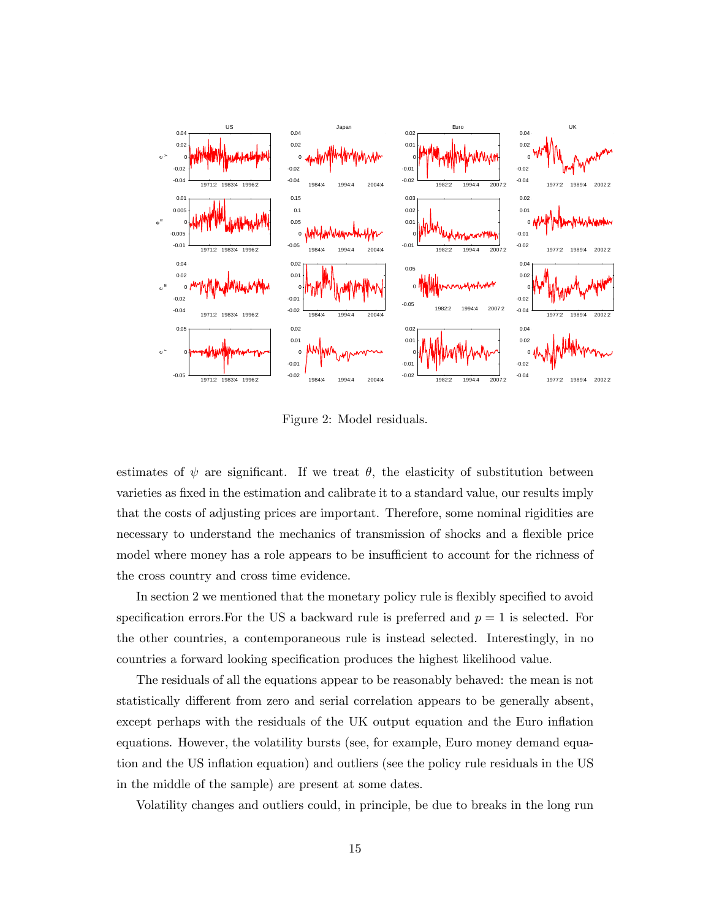Figure 2: Model residuals.

estimates of $\psi$ are significant. If we treat $\theta$, the elasticity of substitution between varieties as fixed in the estimation and calibrate it to a standard value, our results imply that the costs of adjusting prices are important. Therefore, some nominal rigidities are necessary to understand the mechanics of transmission of shocks and a flexible price model where money has a role appears to be insufficient to account for the richness of the cross country and cross time evidence.

In section 2 we mentioned that the monetary policy rule is flexibly specified to avoid specification errors.For the US a backward rule is preferred and $p = 1$ is selected. For the other countries, a contemporaneous rule is instead selected. Interestingly, in no countries a forward looking specification produces the highest likelihood value.

The residuals of all the equations appear to be reasonably behaved: the mean is not statistically different from zero and serial correlation appears to be generally absent, except perhaps with the residuals of the UK output equation and the Euro inflation equations. However, the volatility bursts (see, for example, Euro money demand equation and the US inflation equation) and outliers (see the policy rule residuals in the US in the middle of the sample) are present at some dates.

Volatility changes and outliers could, in principle, be due to breaks in the long run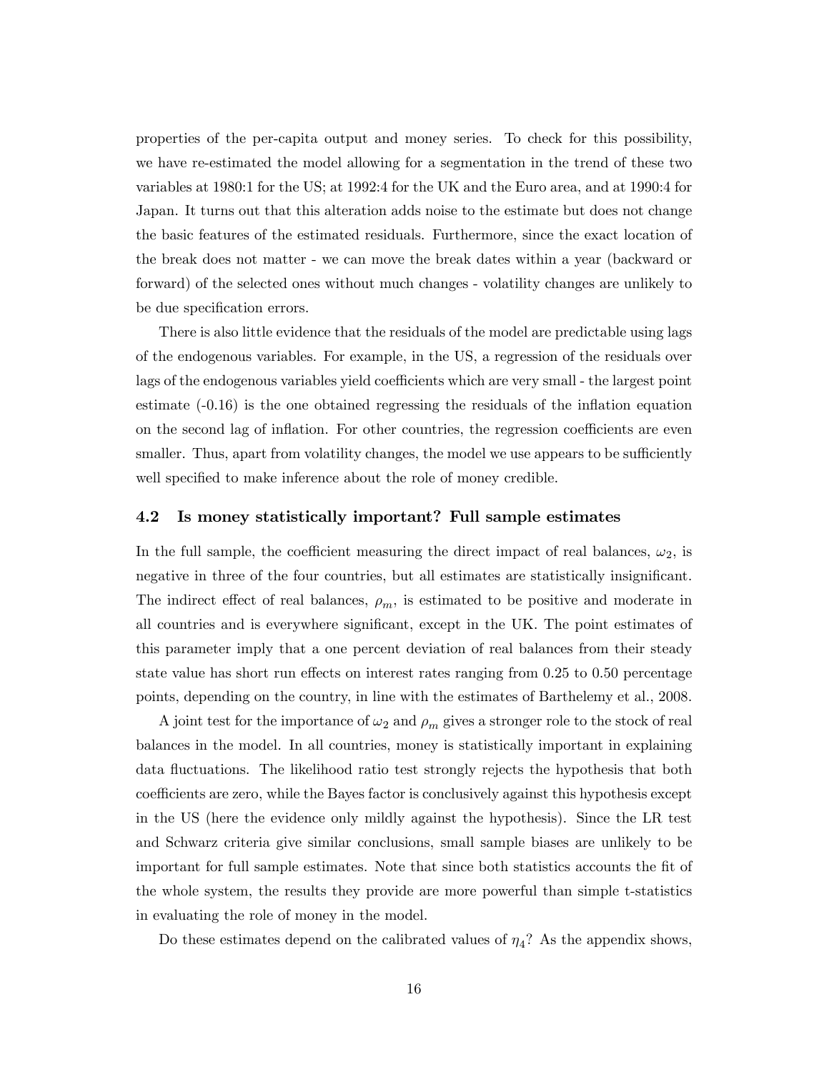properties of the per-capita output and money series. To check for this possibility, we have re-estimated the model allowing for a segmentation in the trend of these two variables at 1980:1 for the US; at 1992:4 for the UK and the Euro area, and at 1990:4 for Japan. It turns out that this alteration adds noise to the estimate but does not change the basic features of the estimated residuals. Furthermore, since the exact location of the break does not matter - we can move the break dates within a year (backward or forward) of the selected ones without much changes - volatility changes are unlikely to be due specification errors.

There is also little evidence that the residuals of the model are predictable using lags of the endogenous variables. For example, in the US, a regression of the residuals over lags of the endogenous variables yield coefficients which are very small - the largest point estimate (-0.16) is the one obtained regressing the residuals of the inflation equation on the second lag of inflation. For other countries, the regression coefficients are even smaller. Thus, apart from volatility changes, the model we use appears to be sufficiently well specified to make inference about the role of money credible.

### 4.2 Is money statistically important? Full sample estimates

In the full sample, the coefficient measuring the direct impact of real balances, $\omega_2$, is negative in three of the four countries, but all estimates are statistically insignificant. The indirect effect of real balances, $\rho_m$, is estimated to be positive and moderate in all countries and is everywhere significant, except in the UK. The point estimates of this parameter imply that a one percent deviation of real balances from their steady state value has short run effects on interest rates ranging from 0.25 to 0.50 percentage points, depending on the country, in line with the estimates of Barthelemy et al., 2008.

A joint test for the importance of $\omega_2$ and $\rho_m$ gives a stronger role to the stock of real balances in the model. In all countries, money is statistically important in explaining data fluctuations. The likelihood ratio test strongly rejects the hypothesis that both coefficients are zero, while the Bayes factor is conclusively against this hypothesis except in the US (here the evidence only mildly against the hypothesis). Since the LR test and Schwarz criteria give similar conclusions, small sample biases are unlikely to be important for full sample estimates. Note that since both statistics accounts the fit of the whole system, the results they provide are more powerful than simple t-statistics in evaluating the role of money in the model.

Do these estimates depend on the calibrated values of $\eta_4$? As the appendix shows,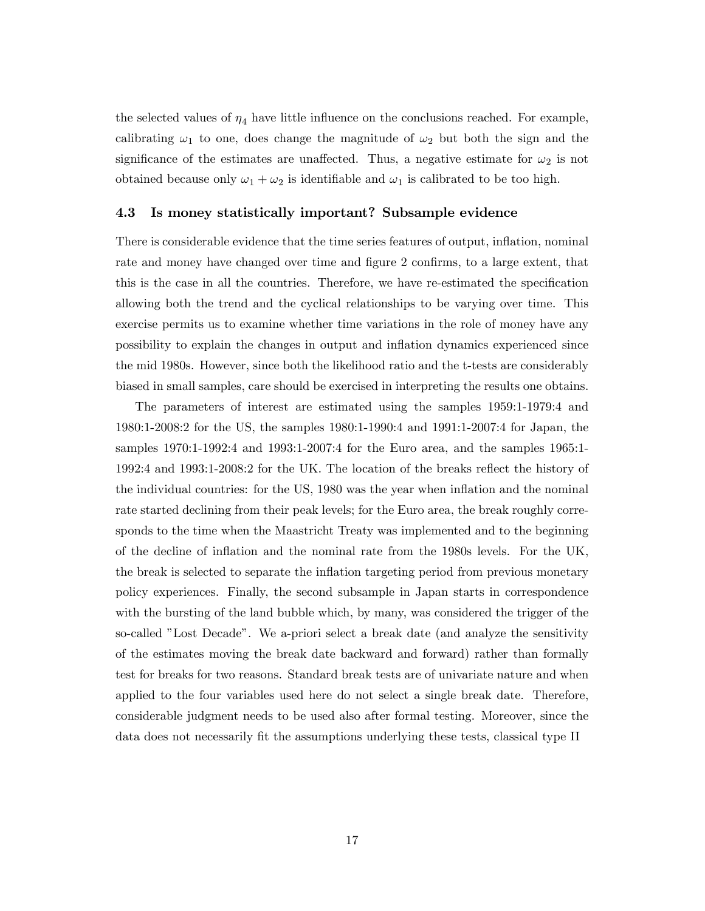the selected values of $\eta_4$ have little influence on the conclusions reached. For example, calibrating $\omega_1$ to one, does change the magnitude of $\omega_2$ but both the sign and the significance of the estimates are unaffected. Thus, a negative estimate for $\omega_2$ is not obtained because only $\omega_1 + \omega_2$ is identifiable and $\omega_1$ is calibrated to be too high.

### 4.3 Is money statistically important? Subsample evidence

There is considerable evidence that the time series features of output, inflation, nominal rate and money have changed over time and figure 2 confirms, to a large extent, that this is the case in all the countries. Therefore, we have re-estimated the specification allowing both the trend and the cyclical relationships to be varying over time. This exercise permits us to examine whether time variations in the role of money have any possibility to explain the changes in output and inflation dynamics experienced since the mid 1980s. However, since both the likelihood ratio and the t-tests are considerably biased in small samples, care should be exercised in interpreting the results one obtains.

The parameters of interest are estimated using the samples 1959:1-1979:4 and 1980:1-2008:2 for the US, the samples 1980:1-1990:4 and 1991:1-2007:4 for Japan, the samples 1970:1-1992:4 and 1993:1-2007:4 for the Euro area, and the samples 1965:1-1992:4 and 1993:1-2008:2 for the UK. The location of the breaks reflect the history of the individual countries: for the US, 1980 was the year when inflation and the nominal rate started declining from their peak levels; for the Euro area, the break roughly corresponds to the time when the Maastricht Treaty was implemented and to the beginning of the decline of inflation and the nominal rate from the 1980s levels. For the UK, the break is selected to separate the inflation targeting period from previous monetary policy experiences. Finally, the second subsample in Japan starts in correspondence with the bursting of the land bubble which, by many, was considered the trigger of the so-called "Lost Decade". We a-priori select a break date (and analyze the sensitivity of the estimates moving the break date backward and forward) rather than formally test for breaks for two reasons. Standard break tests are of univariate nature and when applied to the four variables used here do not select a single break date. Therefore, considerable judgment needs to be used also after formal testing. Moreover, since the data does not necessarily fit the assumptions underlying these tests, classical type II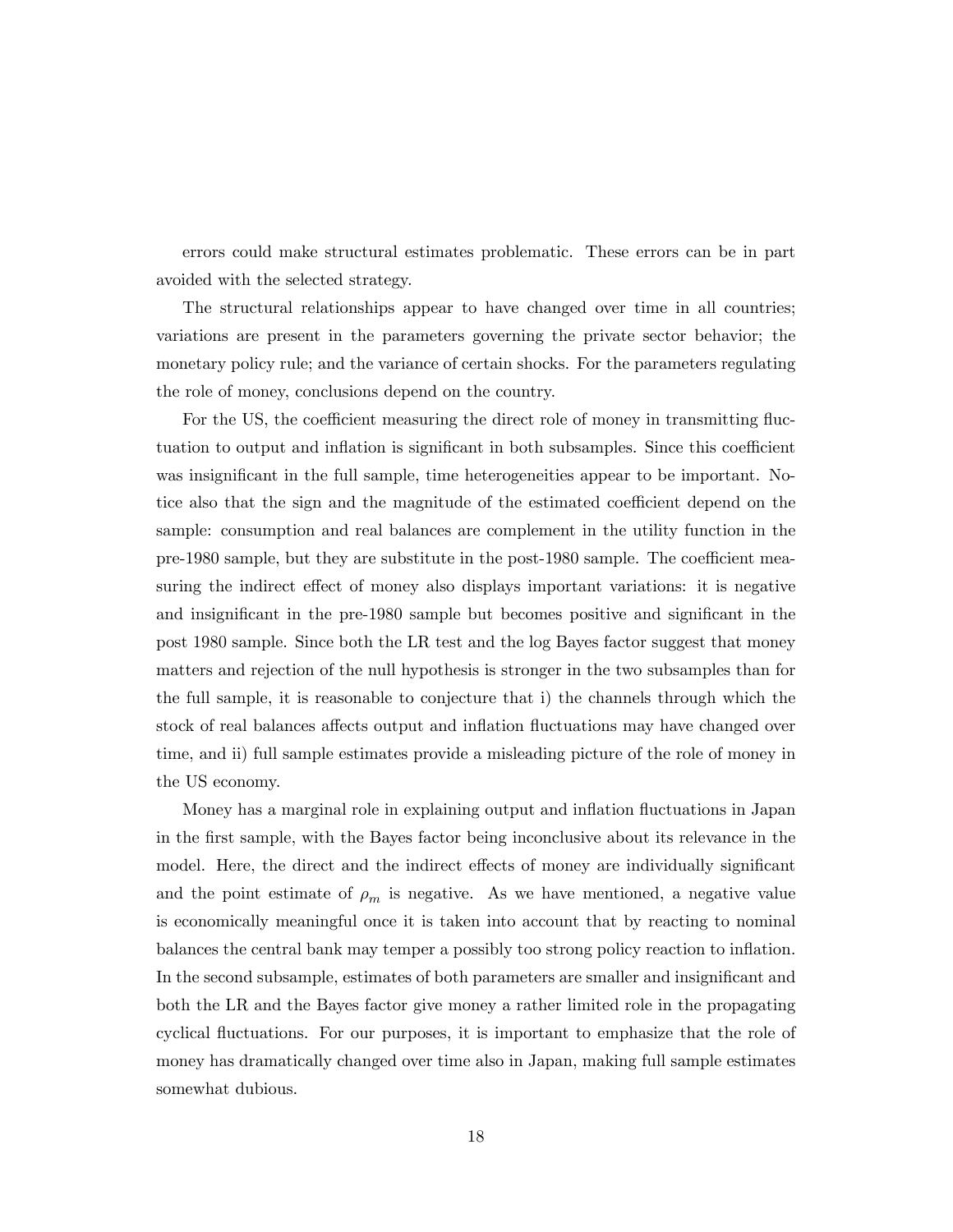errors could make structural estimates problematic. These errors can be in part avoided with the selected strategy.

The structural relationships appear to have changed over time in all countries; variations are present in the parameters governing the private sector behavior; the monetary policy rule; and the variance of certain shocks. For the parameters regulating the role of money, conclusions depend on the country.

For the US, the coefficient measuring the direct role of money in transmitting fluctuation to output and inflation is significant in both subsamples. Since this coefficient was insignificant in the full sample, time heterogeneities appear to be important. Notice also that the sign and the magnitude of the estimated coefficient depend on the sample: consumption and real balances are complement in the utility function in the pre-1980 sample, but they are substitute in the post-1980 sample. The coefficient measuring the indirect effect of money also displays important variations: it is negative and insignificant in the pre-1980 sample but becomes positive and significant in the post 1980 sample. Since both the LR test and the log Bayes factor suggest that money matters and rejection of the null hypothesis is stronger in the two subsamples than for the full sample, it is reasonable to conjecture that i) the channels through which the stock of real balances affects output and inflation fluctuations may have changed over time, and ii) full sample estimates provide a misleading picture of the role of money in the US economy.

Money has a marginal role in explaining output and inflation fluctuations in Japan in the first sample, with the Bayes factor being inconclusive about its relevance in the model. Here, the direct and the indirect effects of money are individually significant and the point estimate of $\rho_m$ is negative. As we have mentioned, a negative value is economically meaningful once it is taken into account that by reacting to nominal balances the central bank may temper a possibly too strong policy reaction to inflation. In the second subsample, estimates of both parameters are smaller and insignificant and both the LR and the Bayes factor give money a rather limited role in the propagating cyclical fluctuations. For our purposes, it is important to emphasize that the role of money has dramatically changed over time also in Japan, making full sample estimates somewhat dubious.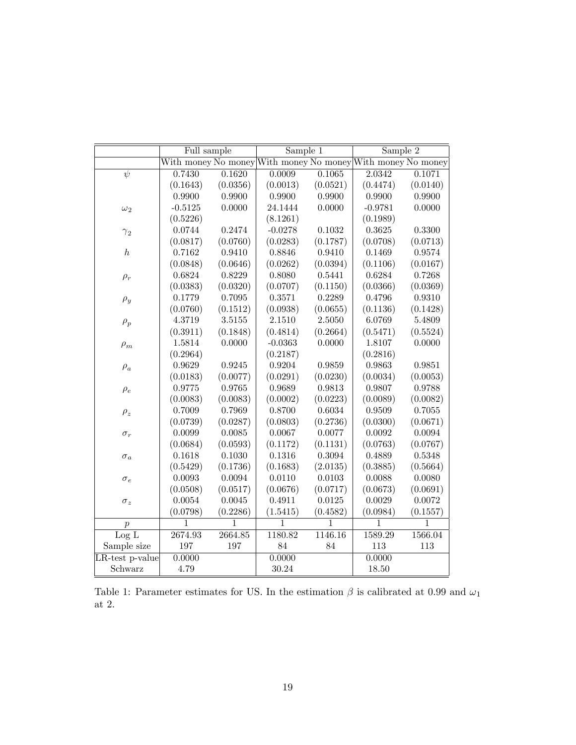| | Full sample | | Sample 1 | | Sample 2 | |
|---|---|---|---|---|---|---|
| | With money | No money | With money | No money | With money | No money |
| $\psi$ | 0.7430 | 0.1620 | 0.0009 | 0.1065 | 2.0342 | 0.1071 |
| | (0.1643) | (0.0356) | (0.0013) | (0.0521) | (0.4474) | (0.0140) |
| | 0.9900 | 0.9900 | 0.9900 | 0.9900 | 0.9900 | 0.9900 |
| $\omega_2$ | -0.5125 | 0.0000 | 24.1444 | 0.0000 | -0.9781 | 0.0000 |
| | (0.5226) | | (8.1261) | | (0.1989) | |
| $\gamma_2$ | 0.0744 | 0.2474 | -0.0278 | 0.1032 | 0.3625 | 0.3300 |
| | (0.0817) | (0.0760) | (0.0283) | (0.1787) | (0.0708) | (0.0713) |
| $h$ | 0.7162 | 0.9410 | 0.8846 | 0.9410 | 0.1469 | 0.9574 |
| | (0.0848) | (0.0646) | (0.0262) | (0.0394) | (0.1106) | (0.0167) |
| $\rho_r$ | 0.6824 | 0.8229 | 0.8080 | 0.5441 | 0.6284 | 0.7268 |
| | (0.0383) | (0.0320) | (0.0707) | (0.1150) | (0.0366) | (0.0369) |
| $\rho_y$ | 0.1779 | 0.7095 | 0.3571 | 0.2289 | 0.4796 | 0.9310 |
| | (0.0760) | (0.1512) | (0.0938) | (0.0655) | (0.1136) | (0.1428) |
| $\rho_p$ | 4.3719 | 3.5155 | 2.1510 | 2.5050 | 6.0769 | 5.4809 |
| | (0.3911) | (0.1848) | (0.4814) | (0.2664) | (0.5471) | (0.5524) |
| $\rho_m$ | 1.5814 | 0.0000 | -0.0363 | 0.0000 | 1.8107 | 0.0000 |
| | (0.2964) | | (0.2187) | | (0.2816) | |
| $\rho_a$ | 0.9629 | 0.9245 | 0.9204 | 0.9859 | 0.9863 | 0.9851 |
| | (0.0183) | (0.0077) | (0.0291) | (0.0230) | (0.0034) | (0.0053) |
| $\rho_e$ | 0.9775 | 0.9765 | 0.9689 | 0.9813 | 0.9807 | 0.9788 |
| | (0.0083) | (0.0083) | (0.0002) | (0.0223) | (0.0089) | (0.0082) |
| $\rho_z$ | 0.7009 | 0.7969 | 0.8700 | 0.6034 | 0.9509 | 0.7055 |
| | (0.0739) | (0.0287) | (0.0803) | (0.2736) | (0.0300) | (0.0671) |
| $\sigma_r$ | 0.0099 | 0.0085 | 0.0067 | 0.0077 | 0.0092 | 0.0094 |
| | (0.0684) | (0.0593) | (0.1172) | (0.1131) | (0.0763) | (0.0767) |
| $\sigma_a$ | 0.1618 | 0.1030 | 0.1316 | 0.3094 | 0.4889 | 0.5348 |
| | (0.5429) | (0.1736) | (0.1683) | (2.0135) | (0.3885) | (0.5664) |
| $\sigma_e$ | 0.0093 | 0.0094 | 0.0110 | 0.0103 | 0.0088 | 0.0080 |
| | (0.0508) | (0.0517) | (0.0676) | (0.0717) | (0.0673) | (0.0691) |
| $\sigma_z$ | 0.0054 | 0.0045 | 0.4911 | 0.0125 | 0.0029 | 0.0072 |
| | (0.0798) | (0.2286) | (1.5415) | (0.4582) | (0.0984) | (0.1557) |
| $p$ | 1 | 1 | 1 | 1 | 1 | 1 |
| Log L | 2674.93 | 2664.85 | 1180.82 | 1146.16 | 1589.29 | 1566.04 |
| Sample size | 197 | 197 | 84 | 84 | 113 | 113 |
| LR-test p-value | 0.0000 | | 0.0000 | | 0.0000 | |
| Schwarz | 4.79 | | 30.24 | | 18.50 | |

Table 1: Parameter estimates for US. In the estimation $\beta$ is calibrated at 0.99 and $\omega_1$ at 2.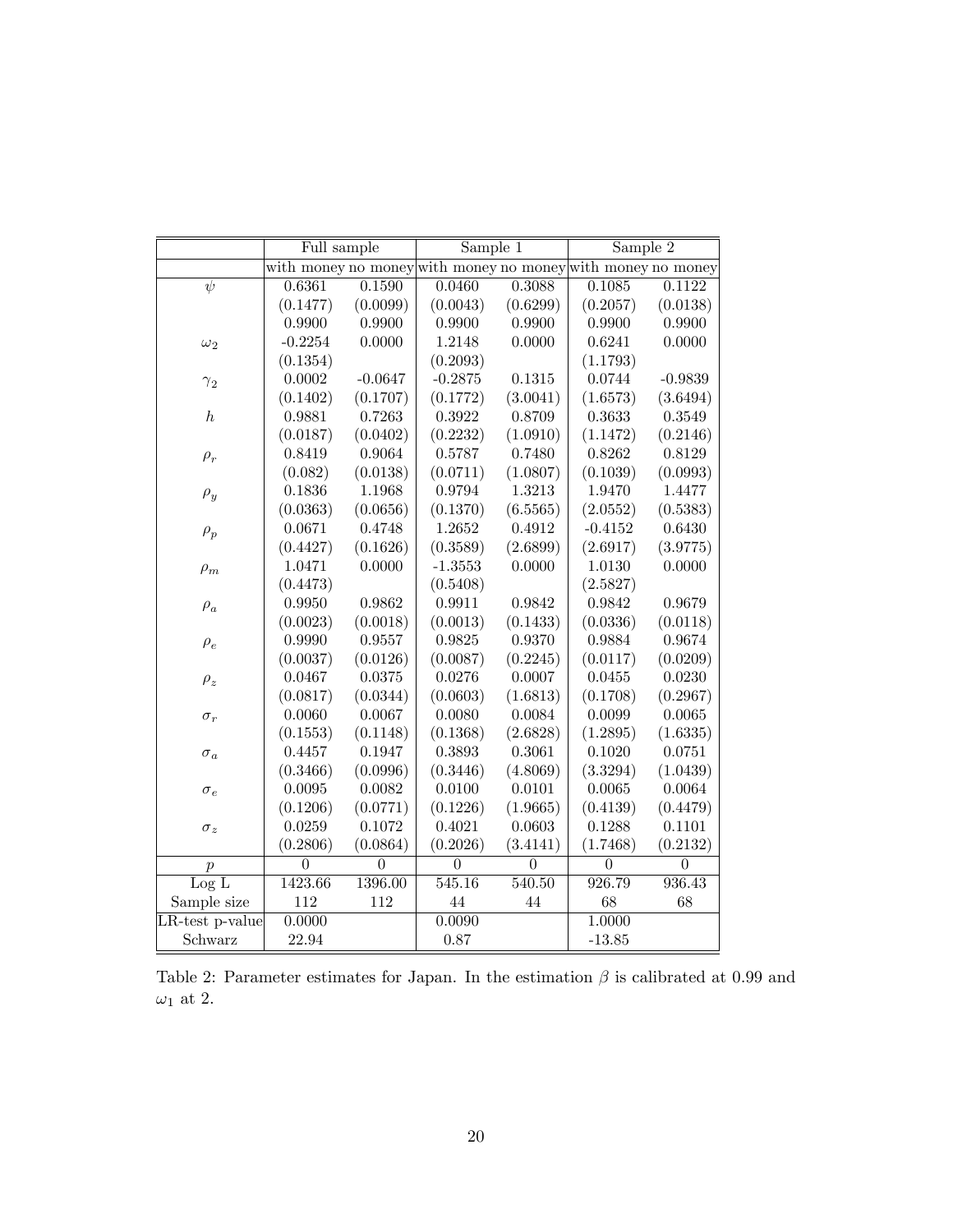| | Full sample | | Sample 1 | | Sample 2 | |
|---|---|---|---|---|---|---|
| | with money | no money | with money | no money | with money | no money |
| $\psi$ | 0.6361 | 0.1590 | 0.0460 | 0.3088 | 0.1085 | 0.1122 |
| | (0.1477) | (0.0099) | (0.0043) | (0.6299) | (0.2057) | (0.0138) |
| | 0.9900 | 0.9900 | 0.9900 | 0.9900 | 0.9900 | 0.9900 |
| $\omega_2$ | -0.2254 | 0.0000 | 1.2148 | 0.0000 | 0.6241 | 0.0000 |
| | (0.1354) | | (0.2093) | | (1.1793) | |
| $\gamma_2$ | 0.0002 | -0.0647 | -0.2875 | 0.1315 | 0.0744 | -0.9839 |
| | (0.1402) | (0.1707) | (0.1772) | (3.0041) | (1.6573) | (3.6494) |
| $h$ | 0.9881 | 0.7263 | 0.3922 | 0.8709 | 0.3633 | 0.3549 |
| | (0.0187) | (0.0402) | (0.2232) | (1.0910) | (1.1472) | (0.2146) |
| $\rho_r$ | 0.8419 | 0.9064 | 0.5787 | 0.7480 | 0.8262 | 0.8129 |
| | (0.082) | (0.0138) | (0.0711) | (1.0807) | (0.1039) | (0.0993) |
| $\rho_y$ | 0.1836 | 1.1968 | 0.9794 | 1.3213 | 1.9470 | 1.4477 |
| | (0.0363) | (0.0656) | (0.1370) | (6.5565) | (2.0552) | (0.5383) |
| $\rho_p$ | 0.0671 | 0.4748 | 1.2652 | 0.4912 | -0.4152 | 0.6430 |
| | (0.4427) | (0.1626) | (0.3589) | (2.6899) | (2.6917) | (3.9775) |
| $\rho_m$ | 1.0471 | 0.0000 | -1.3553 | 0.0000 | 1.0130 | 0.0000 |
| | (0.4473) | | (0.5408) | | (2.5827) | |
| $\rho_a$ | 0.9950 | 0.9862 | 0.9911 | 0.9842 | 0.9842 | 0.9679 |
| | (0.0023) | (0.0018) | (0.0013) | (0.1433) | (0.0336) | (0.0118) |
| $\rho_e$ | 0.9990 | 0.9557 | 0.9825 | 0.9370 | 0.9884 | 0.9674 |
| | (0.0037) | (0.0126) | (0.0087) | (0.2245) | (0.0117) | (0.0209) |
| $\rho_z$ | 0.0467 | 0.0375 | 0.0276 | 0.0007 | 0.0455 | 0.0230 |
| | (0.0817) | (0.0344) | (0.0603) | (1.6813) | (0.1708) | (0.2967) |
| $\sigma_r$ | 0.0060 | 0.0067 | 0.0080 | 0.0084 | 0.0099 | 0.0065 |
| | (0.1553) | (0.1148) | (0.1368) | (2.6828) | (1.2895) | (1.6335) |
| $\sigma_a$ | 0.4457 | 0.1947 | 0.3893 | 0.3061 | 0.1020 | 0.0751 |
| | (0.3466) | (0.0996) | (0.3446) | (4.8069) | (3.3294) | (1.0439) |
| $\sigma_e$ | 0.0095 | 0.0082 | 0.0100 | 0.0101 | 0.0065 | 0.0064 |
| | (0.1206) | (0.0771) | (0.1226) | (1.9665) | (0.4139) | (0.4479) |
| $\sigma_z$ | 0.0259 | 0.1072 | 0.4021 | 0.0603 | 0.1288 | 0.1101 |
| | (0.2806) | (0.0864) | (0.2026) | (3.4141) | (1.7468) | (0.2132) |
| $p$ | 0 | 0 | 0 | 0 | 0 | 0 |
| Log L | 1423.66 | 1396.00 | 545.16 | 540.50 | 926.79 | 936.43 |
| Sample size | 112 | 112 | 44 | 44 | 68 | 68 |
| LR-test p-value | 0.0000 | | 0.0090 | | 1.0000 | |
| Schwarz | 22.94 | | 0.87 | | -13.85 | |

Table 2: Parameter estimates for Japan. In the estimation $\beta$ is calibrated at 0.99 and $\omega_1$ at 2.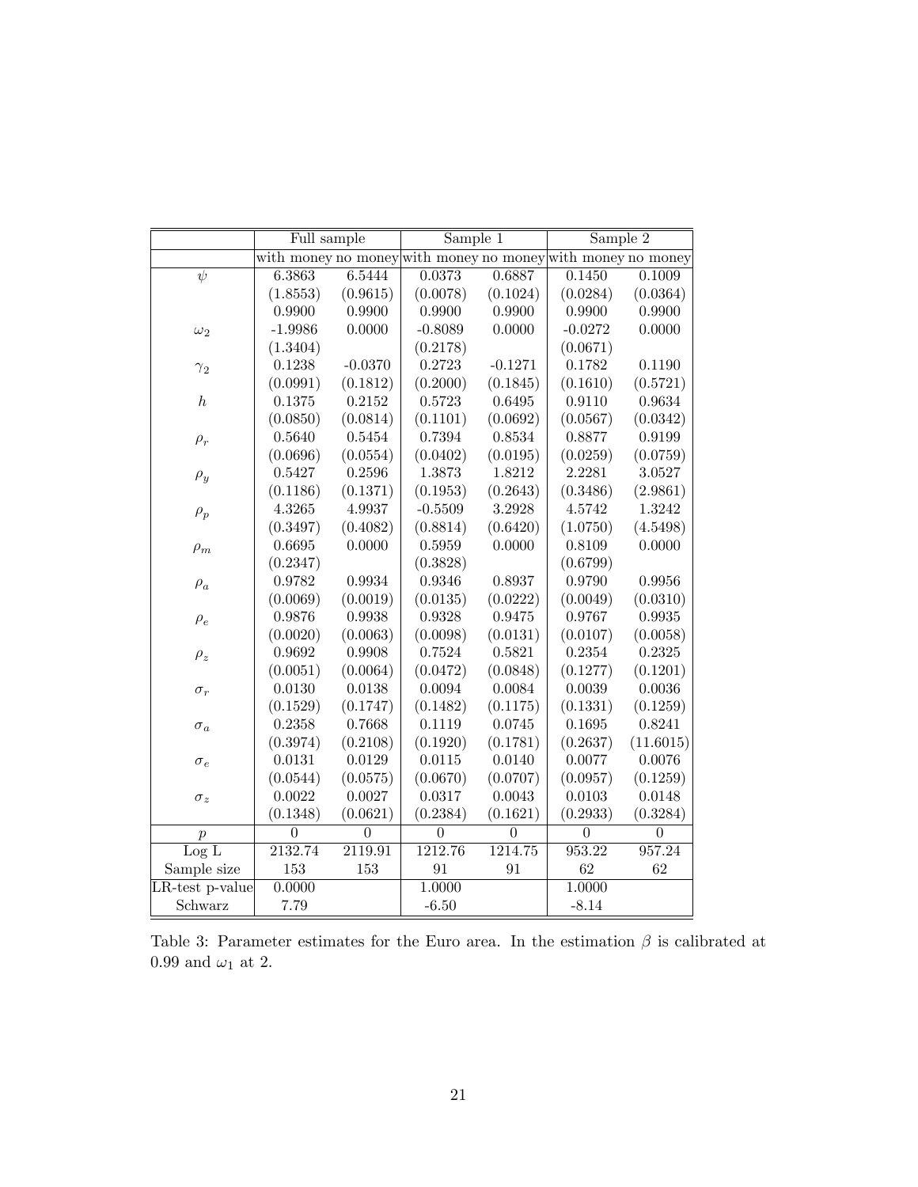| | Full sample | | Sample 1 | | Sample 2 | |
|---|---|---|---|---|---|---|
| | with money | no money | with money | no money | with money | no money |
| $\psi$ | 6.3863 | 6.5444 | 0.0373 | 0.6887 | 0.1450 | 0.1009 |
| | (1.8553) | (0.9615) | (0.0078) | (0.1024) | (0.0284) | (0.0364) |
| | 0.9900 | 0.9900 | 0.9900 | 0.9900 | 0.9900 | 0.9900 |
| $\omega_2$ | -1.9986 | 0.0000 | -0.8089 | 0.0000 | -0.0272 | 0.0000 |
| | (1.3404) | | (0.2178) | | (0.0671) | |
| $\gamma_2$ | 0.1238 | -0.0370 | 0.2723 | -0.1271 | 0.1782 | 0.1190 |
| | (0.0991) | (0.1812) | (0.2000) | (0.1845) | (0.1610) | (0.5721) |
| $h$ | 0.1375 | 0.2152 | 0.5723 | 0.6495 | 0.9110 | 0.9634 |
| | (0.0850) | (0.0814) | (0.1101) | (0.0692) | (0.0567) | (0.0342) |
| $\rho_r$ | 0.5640 | 0.5454 | 0.7394 | 0.8534 | 0.8877 | 0.9199 |
| | (0.0696) | (0.0554) | (0.0402) | (0.0195) | (0.0259) | (0.0759) |
| $\rho_y$ | 0.5427 | 0.2596 | 1.3873 | 1.8212 | 2.2281 | 3.0527 |
| | (0.1186) | (0.1371) | (0.1953) | (0.2643) | (0.3486) | (2.9861) |
| $\rho_p$ | 4.3265 | 4.9937 | -0.5509 | 3.2928 | 4.5742 | 1.3242 |
| | (0.3497) | (0.4082) | (0.8814) | (0.6420) | (1.0750) | (4.5498) |
| $\rho_m$ | 0.6695 | 0.0000 | 0.5959 | 0.0000 | 0.8109 | 0.0000 |
| | (0.2347) | | (0.3828) | | (0.6799) | |
| $\rho_a$ | 0.9782 | 0.9934 | 0.9346 | 0.8937 | 0.9790 | 0.9956 |
| | (0.0069) | (0.0019) | (0.0135) | (0.0222) | (0.0049) | (0.0310) |
| $\rho_e$ | 0.9876 | 0.9938 | 0.9328 | 0.9475 | 0.9767 | 0.9935 |
| | (0.0020) | (0.0063) | (0.0098) | (0.0131) | (0.0107) | (0.0058) |
| $\rho_z$ | 0.9692 | 0.9908 | 0.7524 | 0.5821 | 0.2354 | 0.2325 |
| | (0.0051) | (0.0064) | (0.0472) | (0.0848) | (0.1277) | (0.1201) |
| $\sigma_r$ | 0.0130 | 0.0138 | 0.0094 | 0.0084 | 0.0039 | 0.0036 |
| | (0.1529) | (0.1747) | (0.1482) | (0.1175) | (0.1331) | (0.1259) |
| $\sigma_a$ | 0.2358 | 0.7668 | 0.1119 | 0.0745 | 0.1695 | 0.8241 |
| | (0.3974) | (0.2108) | (0.1920) | (0.1781) | (0.2637) | (11.6015) |
| $\sigma_e$ | 0.0131 | 0.0129 | 0.0115 | 0.0140 | 0.0077 | 0.0076 |
| | (0.0544) | (0.0575) | (0.0670) | (0.0707) | (0.0957) | (0.1259) |
| $\sigma_z$ | 0.0022 | 0.0027 | 0.0317 | 0.0043 | 0.0103 | 0.0148 |
| | (0.1348) | (0.0621) | (0.2384) | (0.1621) | (0.2933) | (0.3284) |
| $p$ | 0 | 0 | 0 | 0 | 0 | 0 |
| Log L | 2132.74 | 2119.91 | 1212.76 | 1214.75 | 953.22 | 957.24 |
| Sample size | 153 | 153 | 91 | 91 | 62 | 62 |
| LR-test p-value | 0.0000 | | 1.0000 | | 1.0000 | |
| Schwarz | 7.79 | | -6.50 | | -8.14 | |

Table 3: Parameter estimates for the Euro area. In the estimation $\beta$ is calibrated at 0.99 and $\omega_1$ at 2.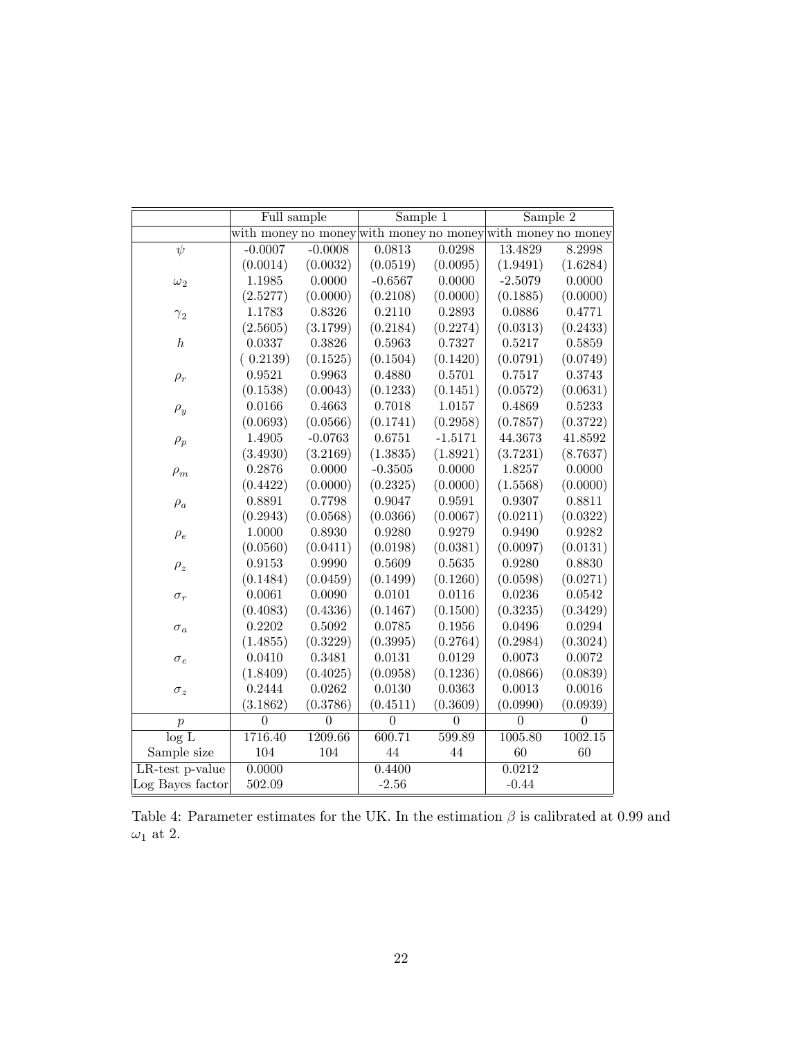| | Full sample | | Sample 1 | | Sample 2 | |
|---|---|---|---|---|---|---|
| | with money | no money | with money | no money | with money | no money |
| $\psi$ | -0.0007 | -0.0008 | 0.0813 | 0.0298 | 13.4829 | 8.2998 |
| | (0.0014) | (0.0032) | (0.0519) | (0.0095) | (1.9491) | (1.6284) |
| $\omega_2$ | 1.1985 | 0.0000 | -0.6567 | 0.0000 | -2.5079 | 0.0000 |
| | (2.5277) | (0.0000) | (0.2108) | (0.0000) | (0.1885) | (0.0000) |
| $\gamma_2$ | 1.1783 | 0.8326 | 0.2110 | 0.2893 | 0.0886 | 0.4771 |
| | (2.5605) | (3.1799) | (0.2184) | (0.2274) | (0.0313) | (0.2433) |
| $h$ | 0.0337 | 0.3826 | 0.5963 | 0.7327 | 0.5217 | 0.5859 |
| | ( 0.2139) | (0.1525) | (0.1504) | (0.1420) | (0.0791) | (0.0749) |
| $\rho_r$ | 0.9521 | 0.9963 | 0.4880 | 0.5701 | 0.7517 | 0.3743 |
| | (0.1538) | (0.0043) | (0.1233) | (0.1451) | (0.0572) | (0.0631) |
| $\rho_y$ | 0.0166 | 0.4663 | 0.7018 | 1.0157 | 0.4869 | 0.5233 |
| | (0.0693) | (0.0566) | (0.1741) | (0.2958) | (0.7857) | (0.3722) |
| $\rho_p$ | 1.4905 | -0.0763 | 0.6751 | -1.5171 | 44.3673 | 41.8592 |
| | (3.4930) | (3.2169) | (1.3835) | (1.8921) | (3.7231) | (8.7637) |
| $\rho_m$ | 0.2876 | 0.0000 | -0.3505 | 0.0000 | 1.8257 | 0.0000 |
| | (0.4422) | (0.0000) | (0.2325) | (0.0000) | (1.5568) | (0.0000) |
| $\rho_a$ | 0.8891 | 0.7798 | 0.9047 | 0.9591 | 0.9307 | 0.8811 |
| | (0.2943) | (0.0568) | (0.0366) | (0.0067) | (0.0211) | (0.0322) |
| $\rho_e$ | 1.0000 | 0.8930 | 0.9280 | 0.9279 | 0.9490 | 0.9282 |
| | (0.0560) | (0.0411) | (0.0198) | (0.0381) | (0.0097) | (0.0131) |
| $\rho_z$ | 0.9153 | 0.9990 | 0.5609 | 0.5635 | 0.9280 | 0.8830 |
| | (0.1484) | (0.0459) | (0.1499) | (0.1260) | (0.0598) | (0.0271) |
| $\sigma_r$ | 0.0061 | 0.0090 | 0.0101 | 0.0116 | 0.0236 | 0.0542 |
| | (0.4083) | (0.4336) | (0.1467) | (0.1500) | (0.3235) | (0.3429) |
| $\sigma_a$ | 0.2202 | 0.5092 | 0.0785 | 0.1956 | 0.0496 | 0.0294 |
| | (1.4855) | (0.3229) | (0.3995) | (0.2764) | (0.2984) | (0.3024) |
| $\sigma_e$ | 0.0410 | 0.3481 | 0.0131 | 0.0129 | 0.0073 | 0.0072 |
| | (1.8409) | (0.4025) | (0.0958) | (0.1236) | (0.0866) | (0.0839) |
| $\sigma_z$ | 0.2444 | 0.0262 | 0.0130 | 0.0363 | 0.0013 | 0.0016 |
| | (3.1862) | (0.3786) | (0.4511) | (0.3609) | (0.0990) | (0.0939) |
| $p$ | 0 | 0 | 0 | 0 | 0 | 0 |
| log L | 1716.40 | 1209.66 | 600.71 | 599.89 | 1005.80 | 1002.15 |
| Sample size | 104 | 104 | 44 | 44 | 60 | 60 |
| LR-test p-value | 0.0000 | | 0.4400 | | 0.0212 | |
| Log Bayes factor | 502.09 | | -2.56 | | -0.44 | |

Table 4: Parameter estimates for the UK. In the estimation $\beta$ is calibrated at 0.99 and $\omega_1$ at 2.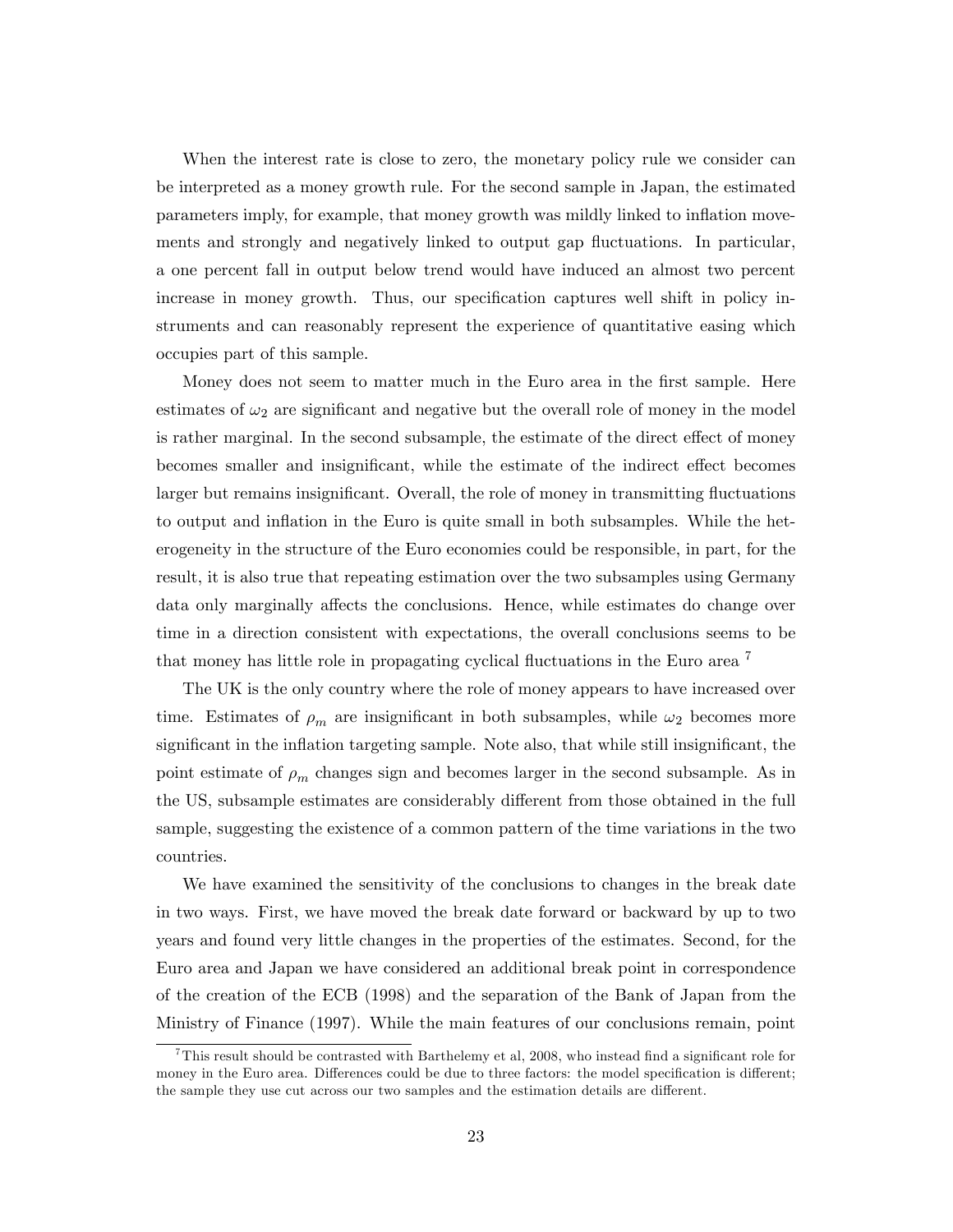When the interest rate is close to zero, the monetary policy rule we consider can be interpreted as a money growth rule. For the second sample in Japan, the estimated parameters imply, for example, that money growth was mildly linked to inflation movements and strongly and negatively linked to output gap fluctuations. In particular, a one percent fall in output below trend would have induced an almost two percent increase in money growth. Thus, our specification captures well shift in policy instruments and can reasonably represent the experience of quantitative easing which occupies part of this sample.

Money does not seem to matter much in the Euro area in the first sample. Here estimates of $\omega_2$ are significant and negative but the overall role of money in the model is rather marginal. In the second subsample, the estimate of the direct effect of money becomes smaller and insignificant, while the estimate of the indirect effect becomes larger but remains insignificant. Overall, the role of money in transmitting fluctuations to output and inflation in the Euro is quite small in both subsamples. While the heterogeneity in the structure of the Euro economies could be responsible, in part, for the result, it is also true that repeating estimation over the two subsamples using Germany data only marginally affects the conclusions. Hence, while estimates do change over time in a direction consistent with expectations, the overall conclusions seems to be that money has little role in propagating cyclical fluctuations in the Euro area [7]

The UK is the only country where the role of money appears to have increased over time. Estimates of $\rho_m$ are insignificant in both subsamples, while $\omega_2$ becomes more significant in the inflation targeting sample. Note also, that while still insignificant, the point estimate of $\rho_m$ changes sign and becomes larger in the second subsample. As in the US, subsample estimates are considerably different from those obtained in the full sample, suggesting the existence of a common pattern of the time variations in the two countries.

We have examined the sensitivity of the conclusions to changes in the break date in two ways. First, we have moved the break date forward or backward by up to two years and found very little changes in the properties of the estimates. Second, for the Euro area and Japan we have considered an additional break point in correspondence of the creation of the ECB (1998) and the separation of the Bank of Japan from the Ministry of Finance (1997). While the main features of our conclusions remain, point

[7] This result should be contrasted with Barthelemy et al, 2008, who instead find a significant role for money in the Euro area. Differences could be due to three factors: the model specification is different; the sample they use cut across our two samples and the estimation details are different.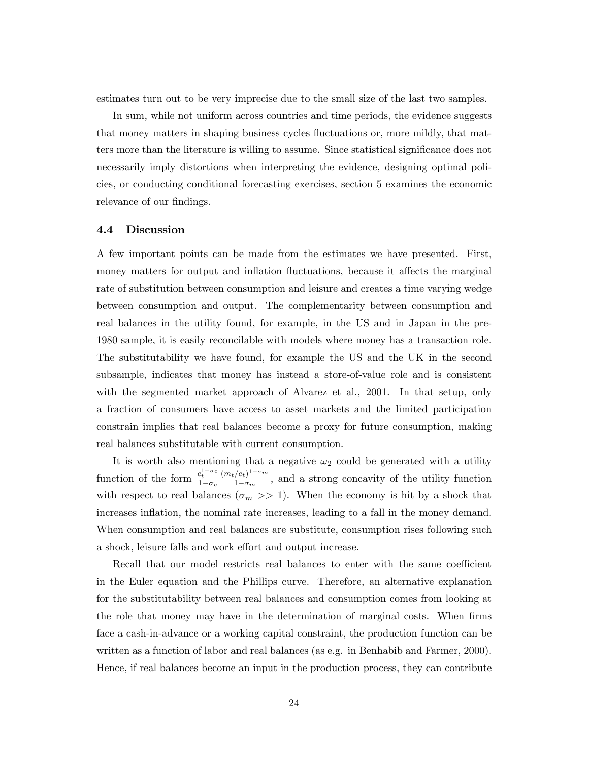estimates turn out to be very imprecise due to the small size of the last two samples.

In sum, while not uniform across countries and time periods, the evidence suggests that money matters in shaping business cycles fluctuations or, more mildly, that matters more than the literature is willing to assume. Since statistical significance does not necessarily imply distortions when interpreting the evidence, designing optimal policies, or conducting conditional forecasting exercises, section 5 examines the economic relevance of our findings.

### 4.4 Discussion

A few important points can be made from the estimates we have presented. First, money matters for output and inflation fluctuations, because it affects the marginal rate of substitution between consumption and leisure and creates a time varying wedge between consumption and output. The complementarity between consumption and real balances in the utility found, for example, in the US and in Japan in the pre-1980 sample, it is easily reconcilable with models where money has a transaction role. The substitutability we have found, for example the US and the UK in the second subsample, indicates that money has instead a store-of-value role and is consistent with the segmented market approach of Alvarez et al., 2001. In that setup, only a fraction of consumers have access to asset markets and the limited participation constrain implies that real balances become a proxy for future consumption, making real balances substitutable with current consumption.

It is worth also mentioning that a negative $\omega_2$ could be generated with a utility function of the form $\frac{c_t^{1-\sigma_c}}{1-\sigma_c}\frac{(m_t/e_t)^{1-\sigma_m}}{1-\sigma_m}$, and a strong concavity of the utility function with respect to real balances ($\sigma_m >> 1$). When the economy is hit by a shock that increases inflation, the nominal rate increases, leading to a fall in the money demand. When consumption and real balances are substitute, consumption rises following such a shock, leisure falls and work effort and output increase.

Recall that our model restricts real balances to enter with the same coefficient in the Euler equation and the Phillips curve. Therefore, an alternative explanation for the substitutability between real balances and consumption comes from looking at the role that money may have in the determination of marginal costs. When firms face a cash-in-advance or a working capital constraint, the production function can be written as a function of labor and real balances (as e.g. in Benhabib and Farmer, 2000). Hence, if real balances become an input in the production process, they can contribute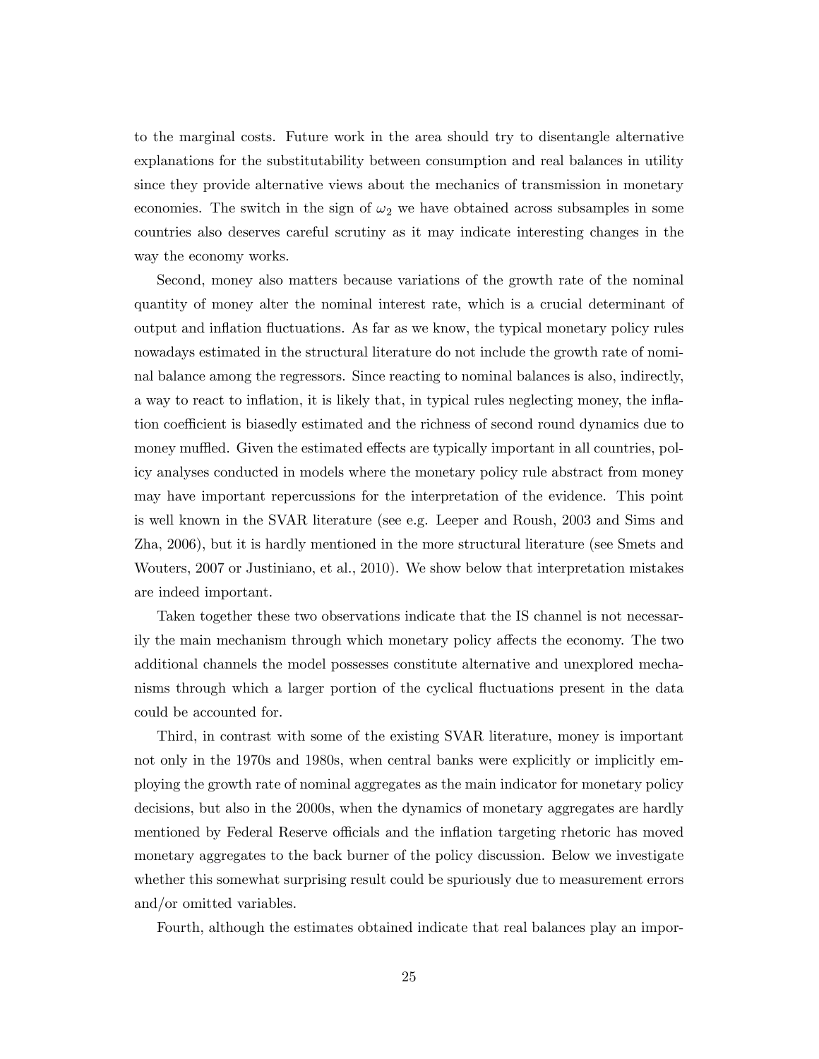to the marginal costs. Future work in the area should try to disentangle alternative explanations for the substitutability between consumption and real balances in utility since they provide alternative views about the mechanics of transmission in monetary economies. The switch in the sign of $\omega_2$ we have obtained across subsamples in some countries also deserves careful scrutiny as it may indicate interesting changes in the way the economy works.

Second, money also matters because variations of the growth rate of the nominal quantity of money alter the nominal interest rate, which is a crucial determinant of output and inflation fluctuations. As far as we know, the typical monetary policy rules nowadays estimated in the structural literature do not include the growth rate of nominal balance among the regressors. Since reacting to nominal balances is also, indirectly, a way to react to inflation, it is likely that, in typical rules neglecting money, the inflation coefficient is biasedly estimated and the richness of second round dynamics due to money muffled. Given the estimated effects are typically important in all countries, policy analyses conducted in models where the monetary policy rule abstract from money may have important repercussions for the interpretation of the evidence. This point is well known in the SVAR literature (see e.g. Leeper and Roush, 2003 and Sims and Zha, 2006), but it is hardly mentioned in the more structural literature (see Smets and Wouters, 2007 or Justiniano, et al., 2010). We show below that interpretation mistakes are indeed important.

Taken together these two observations indicate that the IS channel is not necessarily the main mechanism through which monetary policy affects the economy. The two additional channels the model possesses constitute alternative and unexplored mechanisms through which a larger portion of the cyclical fluctuations present in the data could be accounted for.

Third, in contrast with some of the existing SVAR literature, money is important not only in the 1970s and 1980s, when central banks were explicitly or implicitly employing the growth rate of nominal aggregates as the main indicator for monetary policy decisions, but also in the 2000s, when the dynamics of monetary aggregates are hardly mentioned by Federal Reserve officials and the inflation targeting rhetoric has moved monetary aggregates to the back burner of the policy discussion. Below we investigate whether this somewhat surprising result could be spuriously due to measurement errors and/or omitted variables.

Fourth, although the estimates obtained indicate that real balances play an impor-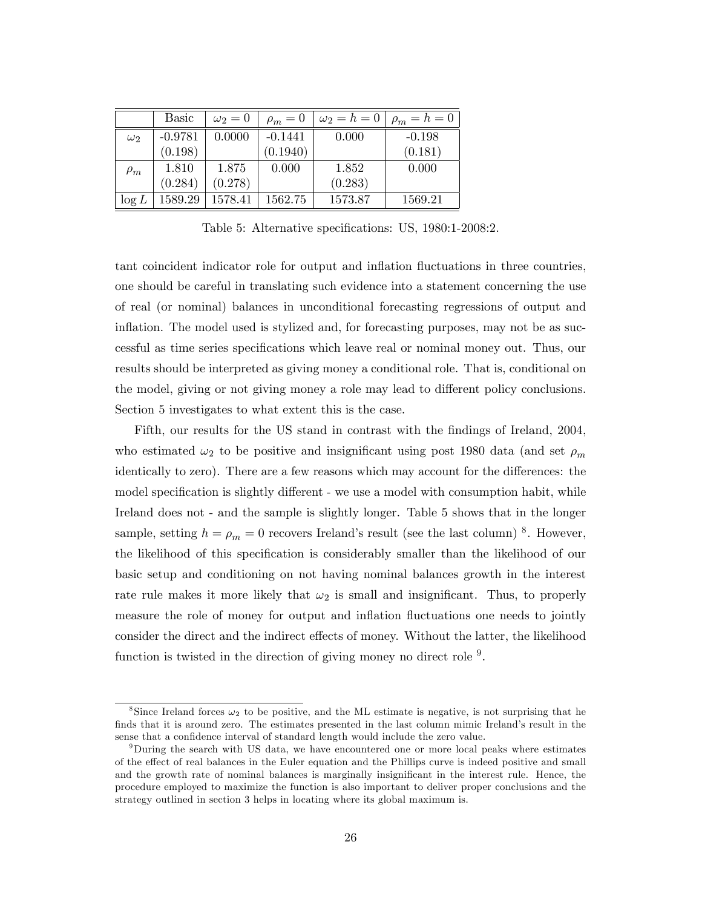| | Basic | $\omega_2 = 0$ | $\rho_m = 0$ | $\omega_2 = h = 0$ | $\rho_m = h = 0$ |
|---|---|---|---|---|---|
| $\omega_2$ | -0.9781 | 0.0000 | -0.1441 | 0.000 | -0.198 |
| | (0.198) | | (0.1940) | | (0.181) |
| $\rho_m$ | 1.810 | 1.875 | 0.000 | 1.852 | 0.000 |
| | (0.284) | (0.278) | | (0.283) | |
| $\log L$ | 1589.29 | 1578.41 | 1562.75 | 1573.87 | 1569.21 |

Table 5: Alternative specifications: US, 1980:1-2008:2.

tant coincident indicator role for output and inflation fluctuations in three countries, one should be careful in translating such evidence into a statement concerning the use of real (or nominal) balances in unconditional forecasting regressions of output and inflation. The model used is stylized and, for forecasting purposes, may not be as successful as time series specifications which leave real or nominal money out. Thus, our results should be interpreted as giving money a conditional role. That is, conditional on the model, giving or not giving money a role may lead to different policy conclusions. Section 5 investigates to what extent this is the case.

Fifth, our results for the US stand in contrast with the findings of Ireland, 2004, who estimated $\omega_2$ to be positive and insignificant using post 1980 data (and set $\rho_m$ identically to zero). There are a few reasons which may account for the differences: the model specification is slightly different - we use a model with consumption habit, while Ireland does not - and the sample is slightly longer. Table 5 shows that in the longer sample, setting $h = \rho_m = 0$ recovers Ireland's result (see the last column) [8]. However, the likelihood of this specification is considerably smaller than the likelihood of our basic setup and conditioning on not having nominal balances growth in the interest rate rule makes it more likely that $\omega_2$ is small and insignificant. Thus, to properly measure the role of money for output and inflation fluctuations one needs to jointly consider the direct and the indirect effects of money. Without the latter, the likelihood function is twisted in the direction of giving money no direct role [9].

[8] Since Ireland forces $\omega_2$ to be positive, and the ML estimate is negative, is not surprising that he finds that it is around zero. The estimates presented in the last column mimic Ireland's result in the sense that a confidence interval of standard length would include the zero value.

[9] During the search with US data, we have encountered one or more local peaks where estimates of the effect of real balances in the Euler equation and the Phillips curve is indeed positive and small and the growth rate of nominal balances is marginally insignificant in the interest rule. Hence, the procedure employed to maximize the function is also important to deliver proper conclusions and the strategy outlined in section 3 helps in locating where its global maximum is.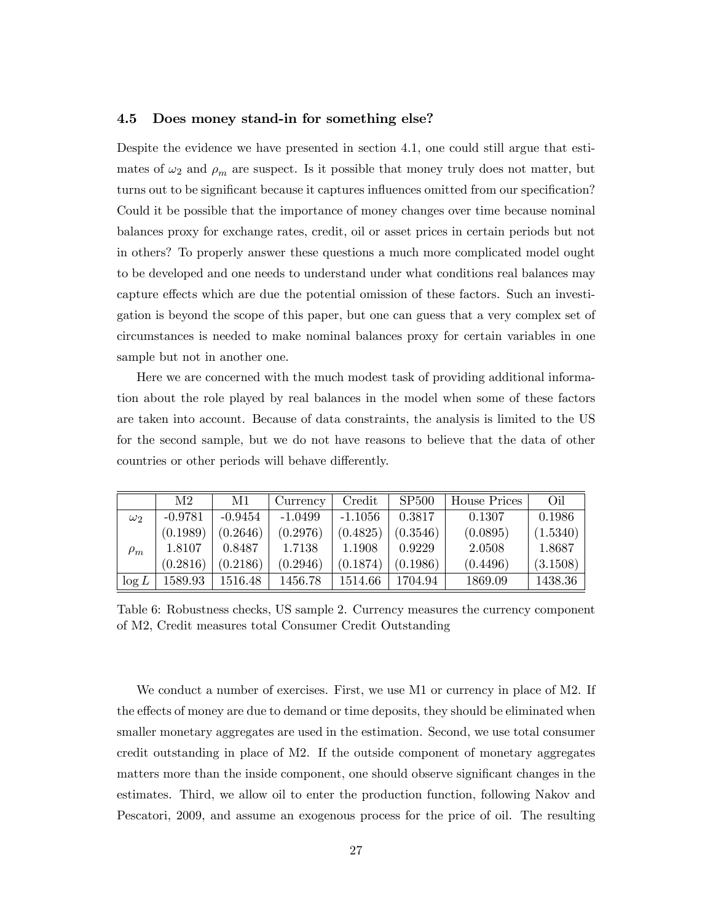### 4.5 Does money stand-in for something else?

Despite the evidence we have presented in section 4.1, one could still argue that estimates of $\omega_2$ and $\rho_m$ are suspect. Is it possible that money truly does not matter, but turns out to be significant because it captures influences omitted from our specification? Could it be possible that the importance of money changes over time because nominal balances proxy for exchange rates, credit, oil or asset prices in certain periods but not in others? To properly answer these questions a much more complicated model ought to be developed and one needs to understand under what conditions real balances may capture effects which are due the potential omission of these factors. Such an investigation is beyond the scope of this paper, but one can guess that a very complex set of circumstances is needed to make nominal balances proxy for certain variables in one sample but not in another one.

Here we are concerned with the much modest task of providing additional information about the role played by real balances in the model when some of these factors are taken into account. Because of data constraints, the analysis is limited to the US for the second sample, but we do not have reasons to believe that the data of other countries or other periods will behave differently.

| | M2 | M1 | Currency | Credit | SP500 | House Prices | Oil |
|---|---|---|---|---|---|---|---|
| $\omega_2$ | -0.9781 | -0.9454 | -1.0499 | -1.1056 | 0.3817 | 0.1307 | 0.1986 |
| | (0.1989) | (0.2646) | (0.2976) | (0.4825) | (0.3546) | (0.0895) | (1.5340) |
| $\rho_m$ | 1.8107 | 0.8487 | 1.7138 | 1.1908 | 0.9229 | 2.0508 | 1.8687 |
| | (0.2816) | (0.2186) | (0.2946) | (0.1874) | (0.1986) | (0.4496) | (3.1508) |
| $\log L$ | 1589.93 | 1516.48 | 1456.78 | 1514.66 | 1704.94 | 1869.09 | 1438.36 |

Table 6: Robustness checks, US sample 2. Currency measures the currency component of M2, Credit measures total Consumer Credit Outstanding

We conduct a number of exercises. First, we use M1 or currency in place of M2. If the effects of money are due to demand or time deposits, they should be eliminated when smaller monetary aggregates are used in the estimation. Second, we use total consumer credit outstanding in place of M2. If the outside component of monetary aggregates matters more than the inside component, one should observe significant changes in the estimates. Third, we allow oil to enter the production function, following Nakov and Pescatori, 2009, and assume an exogenous process for the price of oil. The resulting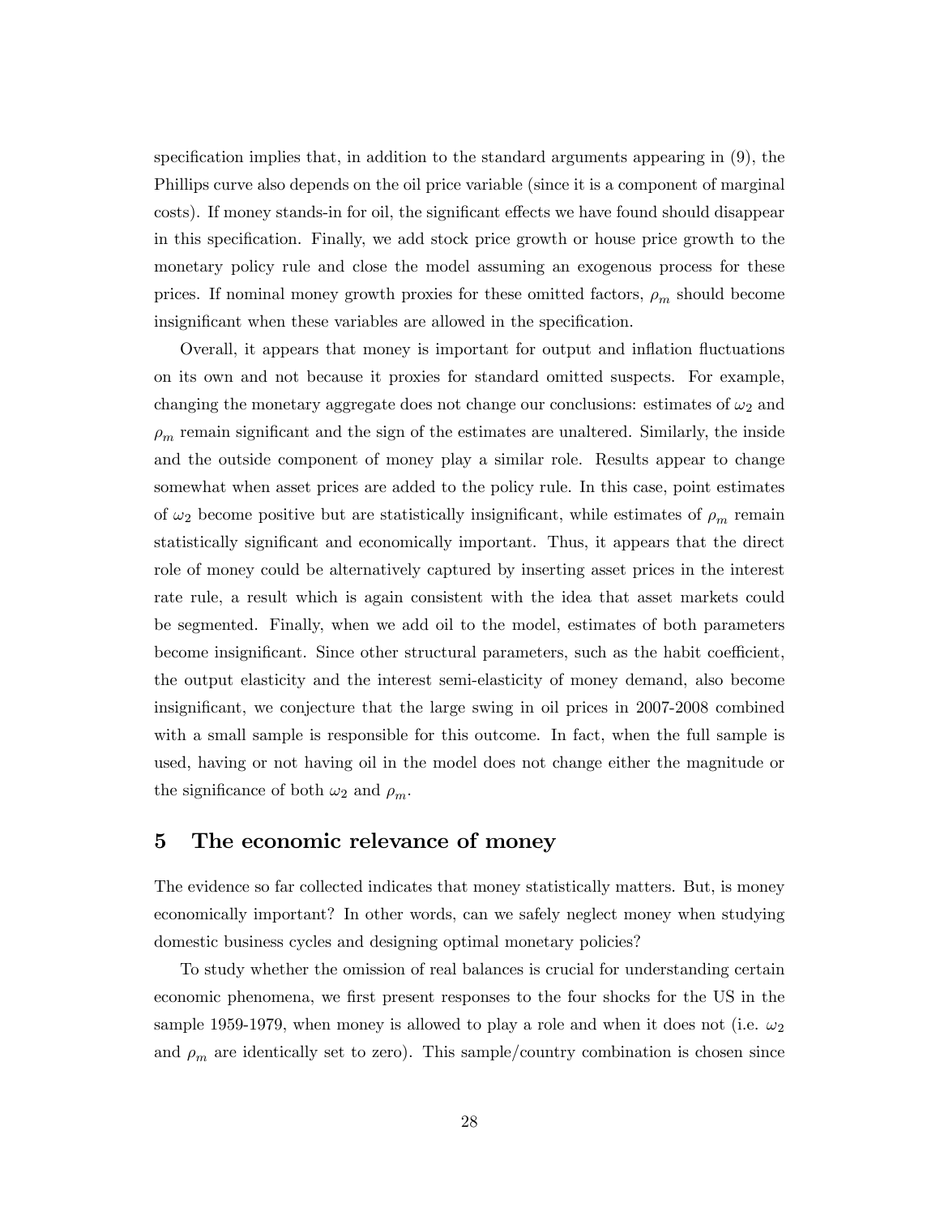specification implies that, in addition to the standard arguments appearing in (9), the Phillips curve also depends on the oil price variable (since it is a component of marginal costs). If money stands-in for oil, the significant effects we have found should disappear in this specification. Finally, we add stock price growth or house price growth to the monetary policy rule and close the model assuming an exogenous process for these prices. If nominal money growth proxies for these omitted factors, $\rho_m$ should become insignificant when these variables are allowed in the specification.

Overall, it appears that money is important for output and inflation fluctuations on its own and not because it proxies for standard omitted suspects. For example, changing the monetary aggregate does not change our conclusions: estimates of $\omega_2$ and $\rho_m$ remain significant and the sign of the estimates are unaltered. Similarly, the inside and the outside component of money play a similar role. Results appear to change somewhat when asset prices are added to the policy rule. In this case, point estimates of $\omega_2$ become positive but are statistically insignificant, while estimates of $\rho_m$ remain statistically significant and economically important. Thus, it appears that the direct role of money could be alternatively captured by inserting asset prices in the interest rate rule, a result which is again consistent with the idea that asset markets could be segmented. Finally, when we add oil to the model, estimates of both parameters become insignificant. Since other structural parameters, such as the habit coefficient, the output elasticity and the interest semi-elasticity of money demand, also become insignificant, we conjecture that the large swing in oil prices in 2007-2008 combined with a small sample is responsible for this outcome. In fact, when the full sample is used, having or not having oil in the model does not change either the magnitude or the significance of both $\omega_2$ and $\rho_m$.

## 5 The economic relevance of money

The evidence so far collected indicates that money statistically matters. But, is money economically important? In other words, can we safely neglect money when studying domestic business cycles and designing optimal monetary policies?

To study whether the omission of real balances is crucial for understanding certain economic phenomena, we first present responses to the four shocks for the US in the sample 1959-1979, when money is allowed to play a role and when it does not (i.e. $\omega_2$ and $\rho_m$ are identically set to zero). This sample/country combination is chosen since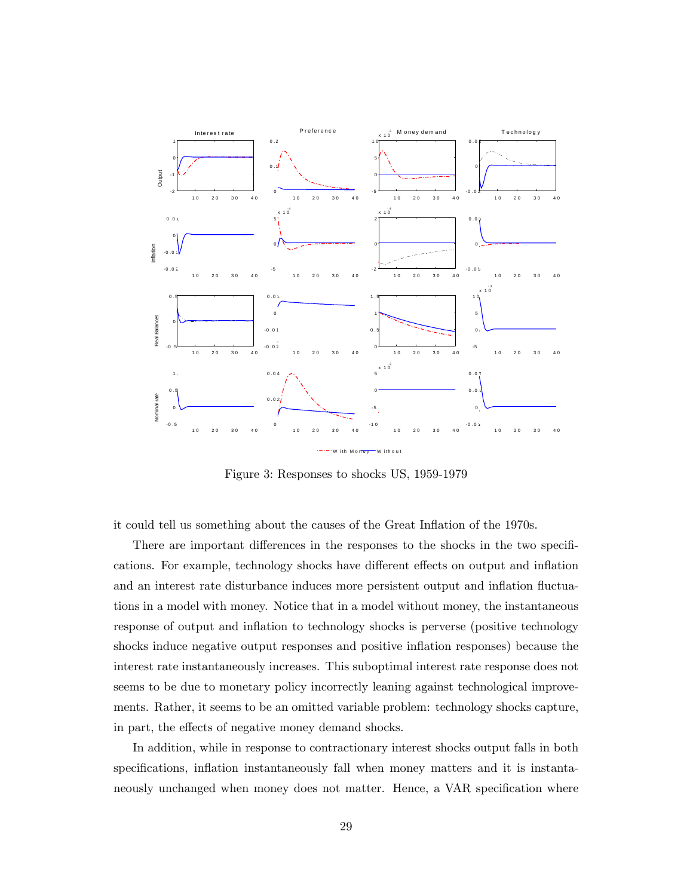Figure 3: Responses to shocks US, 1959-1979

it could tell us something about the causes of the Great Inflation of the 1970s.

There are important differences in the responses to the shocks in the two specifications. For example, technology shocks have different effects on output and inflation and an interest rate disturbance induces more persistent output and inflation fluctuations in a model with money. Notice that in a model without money, the instantaneous response of output and inflation to technology shocks is perverse (positive technology shocks induce negative output responses and positive inflation responses) because the interest rate instantaneously increases. This suboptimal interest rate response does not seems to be due to monetary policy incorrectly leaning against technological improvements. Rather, it seems to be an omitted variable problem: technology shocks capture, in part, the effects of negative money demand shocks.

In addition, while in response to contractionary interest shocks output falls in both specifications, inflation instantaneously fall when money matters and it is instantaneously unchanged when money does not matter. Hence, a VAR specification where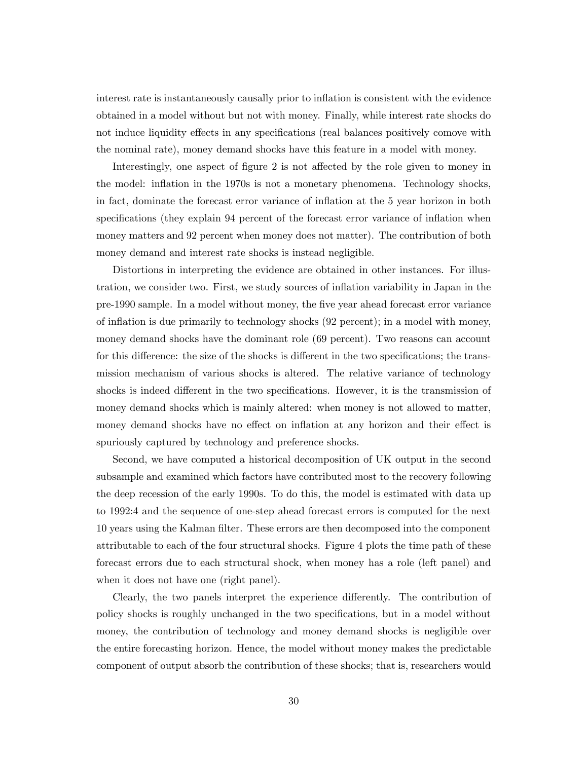interest rate is instantaneously causally prior to inflation is consistent with the evidence obtained in a model without but not with money. Finally, while interest rate shocks do not induce liquidity effects in any specifications (real balances positively comove with the nominal rate), money demand shocks have this feature in a model with money.

Interestingly, one aspect of figure 2 is not affected by the role given to money in the model: inflation in the 1970s is not a monetary phenomena. Technology shocks, in fact, dominate the forecast error variance of inflation at the 5 year horizon in both specifications (they explain 94 percent of the forecast error variance of inflation when money matters and 92 percent when money does not matter). The contribution of both money demand and interest rate shocks is instead negligible.

Distortions in interpreting the evidence are obtained in other instances. For illustration, we consider two. First, we study sources of inflation variability in Japan in the pre-1990 sample. In a model without money, the five year ahead forecast error variance of inflation is due primarily to technology shocks (92 percent); in a model with money, money demand shocks have the dominant role (69 percent). Two reasons can account for this difference: the size of the shocks is different in the two specifications; the transmission mechanism of various shocks is altered. The relative variance of technology shocks is indeed different in the two specifications. However, it is the transmission of money demand shocks which is mainly altered: when money is not allowed to matter, money demand shocks have no effect on inflation at any horizon and their effect is spuriously captured by technology and preference shocks.

Second, we have computed a historical decomposition of UK output in the second subsample and examined which factors have contributed most to the recovery following the deep recession of the early 1990s. To do this, the model is estimated with data up to 1992:4 and the sequence of one-step ahead forecast errors is computed for the next 10 years using the Kalman filter. These errors are then decomposed into the component attributable to each of the four structural shocks. Figure 4 plots the time path of these forecast errors due to each structural shock, when money has a role (left panel) and when it does not have one (right panel).

Clearly, the two panels interpret the experience differently. The contribution of policy shocks is roughly unchanged in the two specifications, but in a model without money, the contribution of technology and money demand shocks is negligible over the entire forecasting horizon. Hence, the model without money makes the predictable component of output absorb the contribution of these shocks; that is, researchers would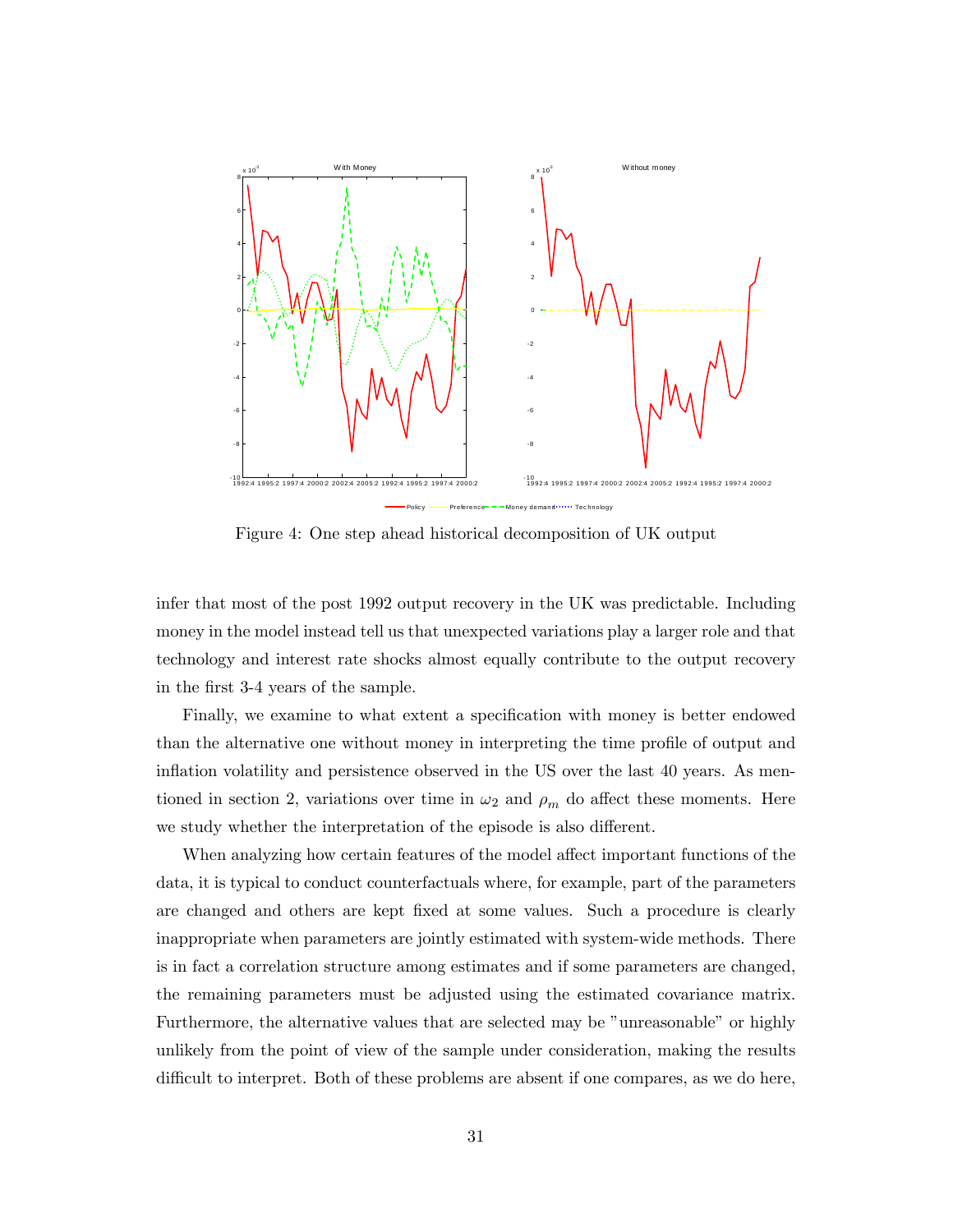Figure 4: One step ahead historical decomposition of UK output

infer that most of the post 1992 output recovery in the UK was predictable. Including money in the model instead tell us that unexpected variations play a larger role and that technology and interest rate shocks almost equally contribute to the output recovery in the first 3-4 years of the sample.

Finally, we examine to what extent a specification with money is better endowed than the alternative one without money in interpreting the time profile of output and inflation volatility and persistence observed in the US over the last 40 years. As mentioned in section 2, variations over time in $\omega_2$ and $\rho_m$ do affect these moments. Here we study whether the interpretation of the episode is also different.

When analyzing how certain features of the model affect important functions of the data, it is typical to conduct counterfactuals where, for example, part of the parameters are changed and others are kept fixed at some values. Such a procedure is clearly inappropriate when parameters are jointly estimated with system-wide methods. There is in fact a correlation structure among estimates and if some parameters are changed, the remaining parameters must be adjusted using the estimated covariance matrix. Furthermore, the alternative values that are selected may be "unreasonable" or highly unlikely from the point of view of the sample under consideration, making the results difficult to interpret. Both of these problems are absent if one compares, as we do here,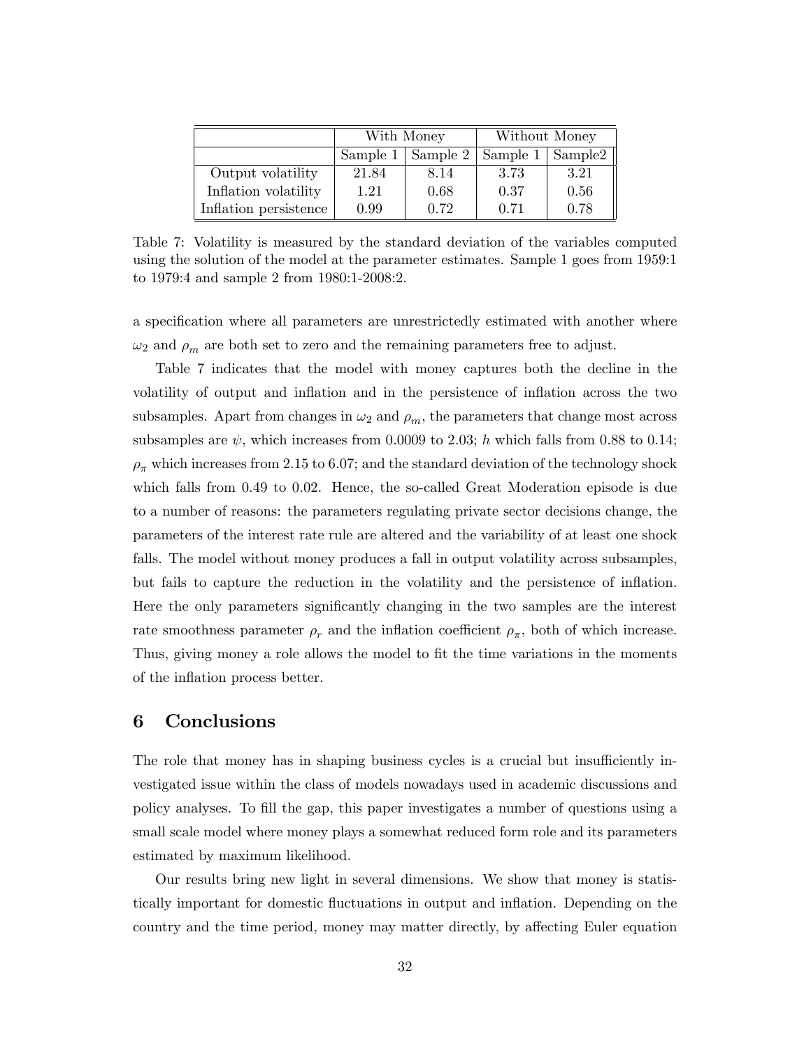| | With Money | | Without Money | |
|---|---|---|---|---|
| | Sample 1 | Sample 2 | Sample 1 | Sample2 |
| Output volatility | 21.84 | 8.14 | 3.73 | 3.21 |
| Inflation volatility | 1.21 | 0.68 | 0.37 | 0.56 |
| Inflation persistence | 0.99 | 0.72 | 0.71 | 0.78 |

Table 7: Volatility is measured by the standard deviation of the variables computed using the solution of the model at the parameter estimates. Sample 1 goes from 1959:1 to 1979:4 and sample 2 from 1980:1-2008:2.

a specification where all parameters are unrestrictedly estimated with another where $\omega_2$ and $\rho_m$ are both set to zero and the remaining parameters free to adjust.

Table 7 indicates that the model with money captures both the decline in the volatility of output and inflation and in the persistence of inflation across the two subsamples. Apart from changes in $\omega_2$ and $\rho_m$, the parameters that change most across subsamples are $\psi$, which increases from 0.0009 to 2.03; $h$ which falls from 0.88 to 0.14; $\rho_\pi$ which increases from 2.15 to 6.07; and the standard deviation of the technology shock which falls from 0.49 to 0.02. Hence, the so-called Great Moderation episode is due to a number of reasons: the parameters regulating private sector decisions change, the parameters of the interest rate rule are altered and the variability of at least one shock falls. The model without money produces a fall in output volatility across subsamples, but fails to capture the reduction in the volatility and the persistence of inflation. Here the only parameters significantly changing in the two samples are the interest rate smoothness parameter $\rho_r$ and the inflation coefficient $\rho_\pi$, both of which increase. Thus, giving money a role allows the model to fit the time variations in the moments of the inflation process better.

## 6 Conclusions

The role that money has in shaping business cycles is a crucial but insufficiently investigated issue within the class of models nowadays used in academic discussions and policy analyses. To fill the gap, this paper investigates a number of questions using a small scale model where money plays a somewhat reduced form role and its parameters estimated by maximum likelihood.

Our results bring new light in several dimensions. We show that money is statistically important for domestic fluctuations in output and inflation. Depending on the country and the time period, money may matter directly, by affecting Euler equation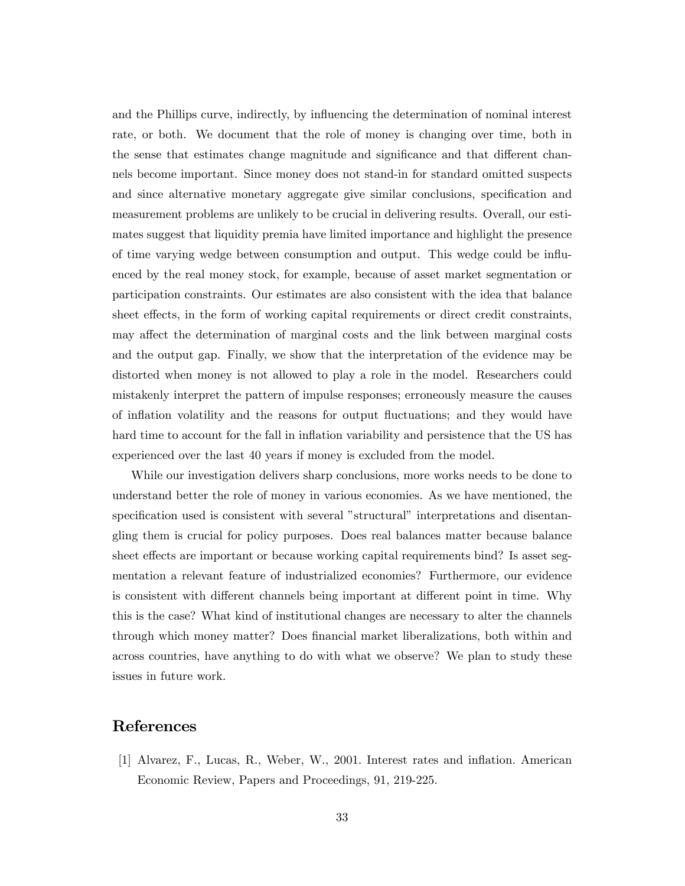and the Phillips curve, indirectly, by influencing the determination of nominal interest rate, or both. We document that the role of money is changing over time, both in the sense that estimates change magnitude and significance and that different channels become important. Since money does not stand-in for standard omitted suspects and since alternative monetary aggregate give similar conclusions, specification and measurement problems are unlikely to be crucial in delivering results. Overall, our estimates suggest that liquidity premia have limited importance and highlight the presence of time varying wedge between consumption and output. This wedge could be influenced by the real money stock, for example, because of asset market segmentation or participation constraints. Our estimates are also consistent with the idea that balance sheet effects, in the form of working capital requirements or direct credit constraints, may affect the determination of marginal costs and the link between marginal costs and the output gap. Finally, we show that the interpretation of the evidence may be distorted when money is not allowed to play a role in the model. Researchers could mistakenly interpret the pattern of impulse responses; erroneously measure the causes of inflation volatility and the reasons for output fluctuations; and they would have hard time to account for the fall in inflation variability and persistence that the US has experienced over the last 40 years if money is excluded from the model.

While our investigation delivers sharp conclusions, more works needs to be done to understand better the role of money in various economies. As we have mentioned, the specification used is consistent with several "structural" interpretations and disentangling them is crucial for policy purposes. Does real balances matter because balance sheet effects are important or because working capital requirements bind? Is asset segmentation a relevant feature of industrialized economies? Furthermore, our evidence is consistent with different channels being important at different point in time. Why this is the case? What kind of institutional changes are necessary to alter the channels through which money matter? Does financial market liberalizations, both within and across countries, have anything to do with what we observe? We plan to study these issues in future work.

# References

[1] Alvarez, F., Lucas, R., Weber, W., 2001. Interest rates and inflation. American Economic Review, Papers and Proceedings, 91, 219-225.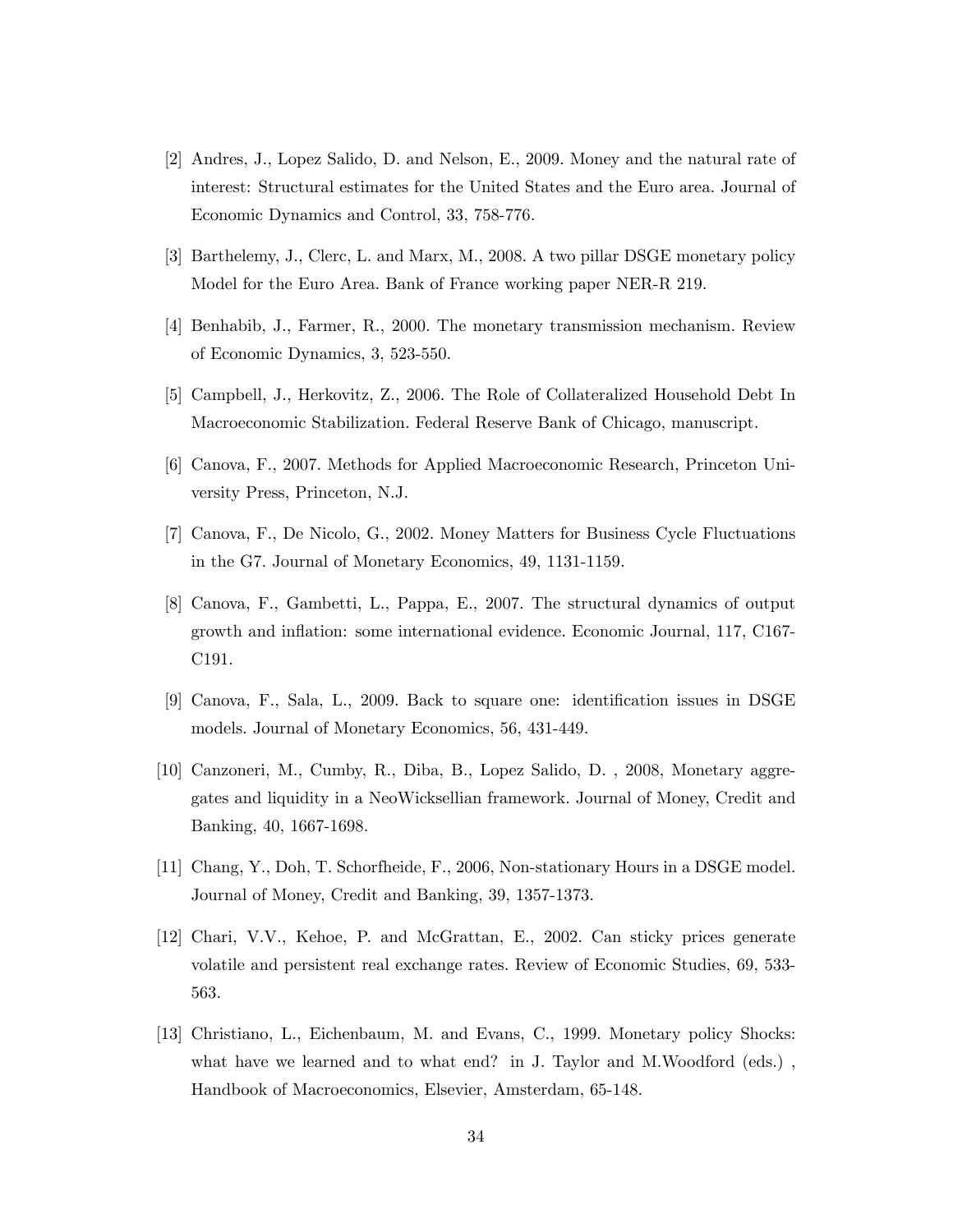[2] Andres, J., Lopez Salido, D. and Nelson, E., 2009. Money and the natural rate of interest: Structural estimates for the United States and the Euro area. Journal of Economic Dynamics and Control, 33, 758-776.

[3] Barthelemy, J., Clerc, L. and Marx, M., 2008. A two pillar DSGE monetary policy Model for the Euro Area. Bank of France working paper NER-R 219.

[4] Benhabib, J., Farmer, R., 2000. The monetary transmission mechanism. Review of Economic Dynamics, 3, 523-550.

[5] Campbell, J., Herkovitz, Z., 2006. The Role of Collateralized Household Debt In Macroeconomic Stabilization. Federal Reserve Bank of Chicago, manuscript.

[6] Canova, F., 2007. Methods for Applied Macroeconomic Research, Princeton University Press, Princeton, N.J.

[7] Canova, F., De Nicolo, G., 2002. Money Matters for Business Cycle Fluctuations in the G7. Journal of Monetary Economics, 49, 1131-1159.

[8] Canova, F., Gambetti, L., Pappa, E., 2007. The structural dynamics of output growth and inflation: some international evidence. Economic Journal, 117, C167-C191.

[9] Canova, F., Sala, L., 2009. Back to square one: identification issues in DSGE models. Journal of Monetary Economics, 56, 431-449.

[10] Canzoneri, M., Cumby, R., Diba, B., Lopez Salido, D. , 2008, Monetary aggregates and liquidity in a NeoWicksellian framework. Journal of Money, Credit and Banking, 40, 1667-1698.

[11] Chang, Y., Doh, T. Schorfheide, F., 2006, Non-stationary Hours in a DSGE model. Journal of Money, Credit and Banking, 39, 1357-1373.

[12] Chari, V.V., Kehoe, P. and McGrattan, E., 2002. Can sticky prices generate volatile and persistent real exchange rates. Review of Economic Studies, 69, 533-563.

[13] Christiano, L., Eichenbaum, M. and Evans, C., 1999. Monetary policy Shocks: what have we learned and to what end? in J. Taylor and M.Woodford (eds.) , Handbook of Macroeconomics, Elsevier, Amsterdam, 65-148.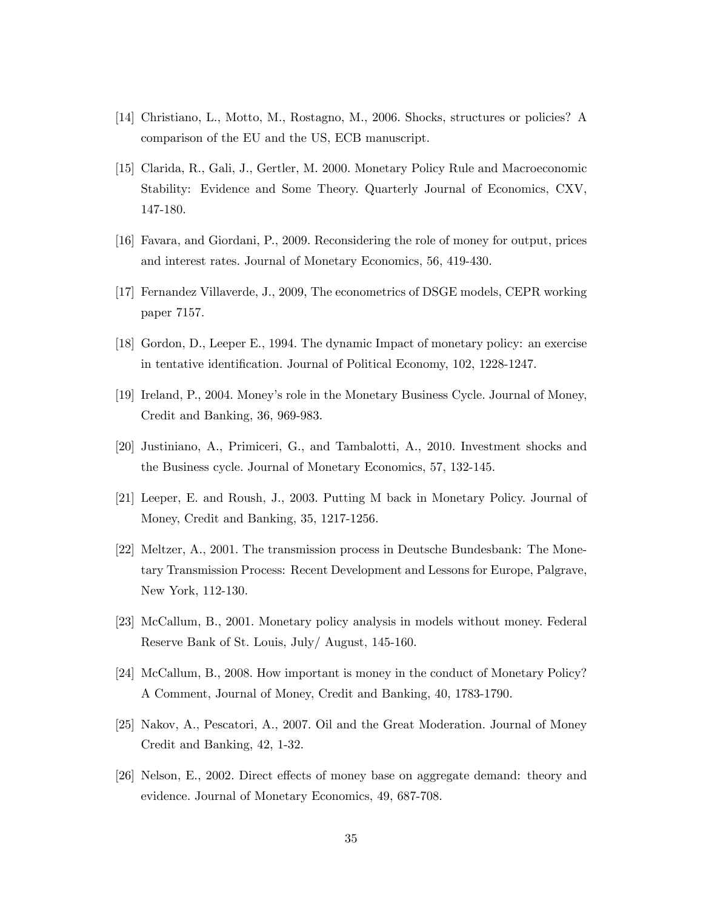[14] Christiano, L., Motto, M., Rostagno, M., 2006. Shocks, structures or policies? A comparison of the EU and the US, ECB manuscript.

[15] Clarida, R., Gali, J., Gertler, M. 2000. Monetary Policy Rule and Macroeconomic Stability: Evidence and Some Theory. Quarterly Journal of Economics, CXV, 147-180.

[16] Favara, and Giordani, P., 2009. Reconsidering the role of money for output, prices and interest rates. Journal of Monetary Economics, 56, 419-430.

[17] Fernandez Villaverde, J., 2009, The econometrics of DSGE models, CEPR working paper 7157.

[18] Gordon, D., Leeper E., 1994. The dynamic Impact of monetary policy: an exercise in tentative identification. Journal of Political Economy, 102, 1228-1247.

[19] Ireland, P., 2004. Money's role in the Monetary Business Cycle. Journal of Money, Credit and Banking, 36, 969-983.

[20] Justiniano, A., Primiceri, G., and Tambalotti, A., 2010. Investment shocks and the Business cycle. Journal of Monetary Economics, 57, 132-145.

[21] Leeper, E. and Roush, J., 2003. Putting M back in Monetary Policy. Journal of Money, Credit and Banking, 35, 1217-1256.

[22] Meltzer, A., 2001. The transmission process in Deutsche Bundesbank: The Monetary Transmission Process: Recent Development and Lessons for Europe, Palgrave, New York, 112-130.

[23] McCallum, B., 2001. Monetary policy analysis in models without money. Federal Reserve Bank of St. Louis, July/ August, 145-160.

[24] McCallum, B., 2008. How important is money in the conduct of Monetary Policy? A Comment, Journal of Money, Credit and Banking, 40, 1783-1790.

[25] Nakov, A., Pescatori, A., 2007. Oil and the Great Moderation. Journal of Money Credit and Banking, 42, 1-32.

[26] Nelson, E., 2002. Direct effects of money base on aggregate demand: theory and evidence. Journal of Monetary Economics, 49, 687-708.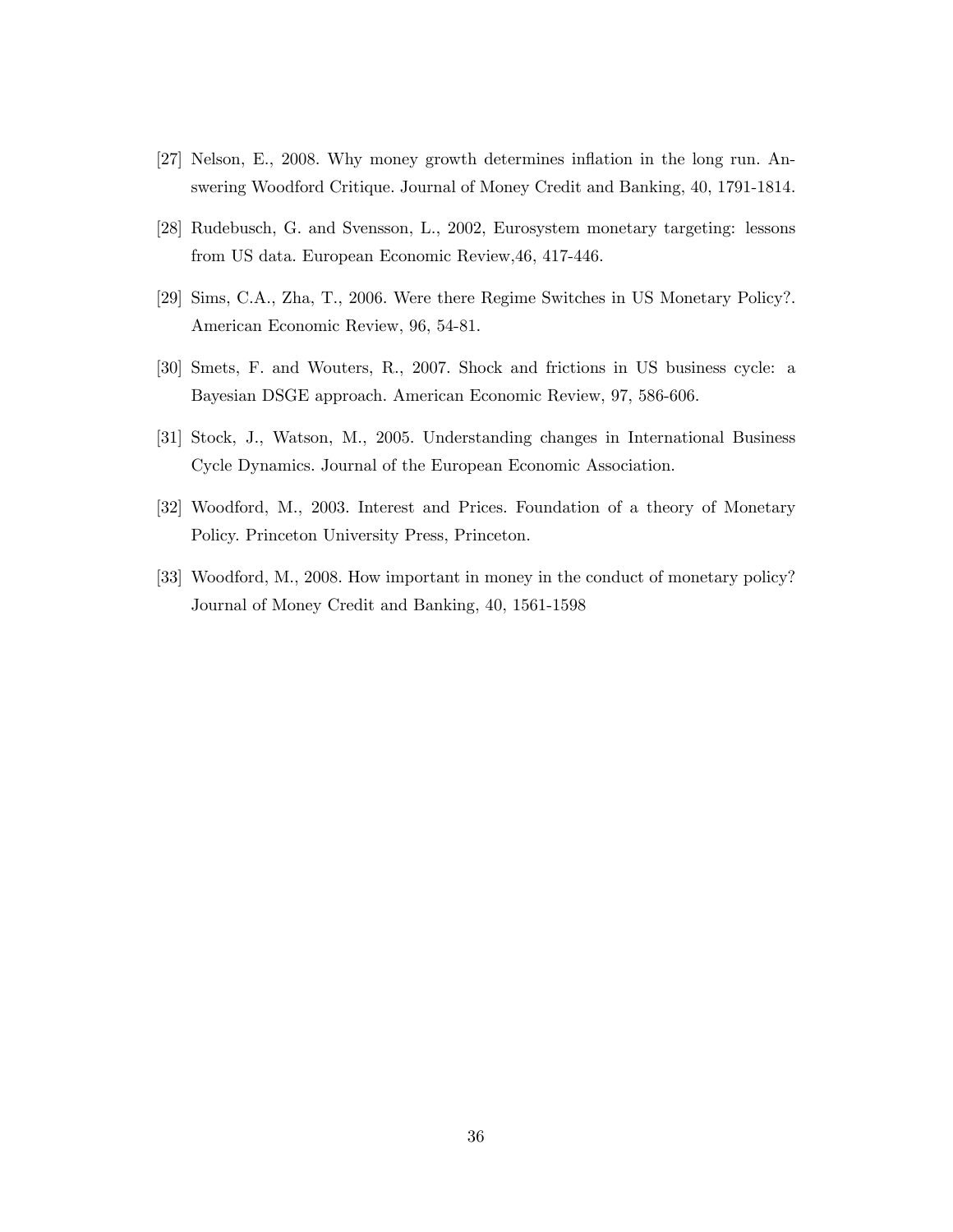[27] Nelson, E., 2008. Why money growth determines inflation in the long run. Answering Woodford Critique. Journal of Money Credit and Banking, 40, 1791-1814.

[28] Rudebusch, G. and Svensson, L., 2002, Eurosystem monetary targeting: lessons from US data. European Economic Review,46, 417-446.

[29] Sims, C.A., Zha, T., 2006. Were there Regime Switches in US Monetary Policy?. American Economic Review, 96, 54-81.

[30] Smets, F. and Wouters, R., 2007. Shock and frictions in US business cycle: a Bayesian DSGE approach. American Economic Review, 97, 586-606.

[31] Stock, J., Watson, M., 2005. Understanding changes in International Business Cycle Dynamics. Journal of the European Economic Association.

[32] Woodford, M., 2003. Interest and Prices. Foundation of a theory of Monetary Policy. Princeton University Press, Princeton.

[33] Woodford, M., 2008. How important in money in the conduct of monetary policy? Journal of Money Credit and Banking, 40, 1561-1598